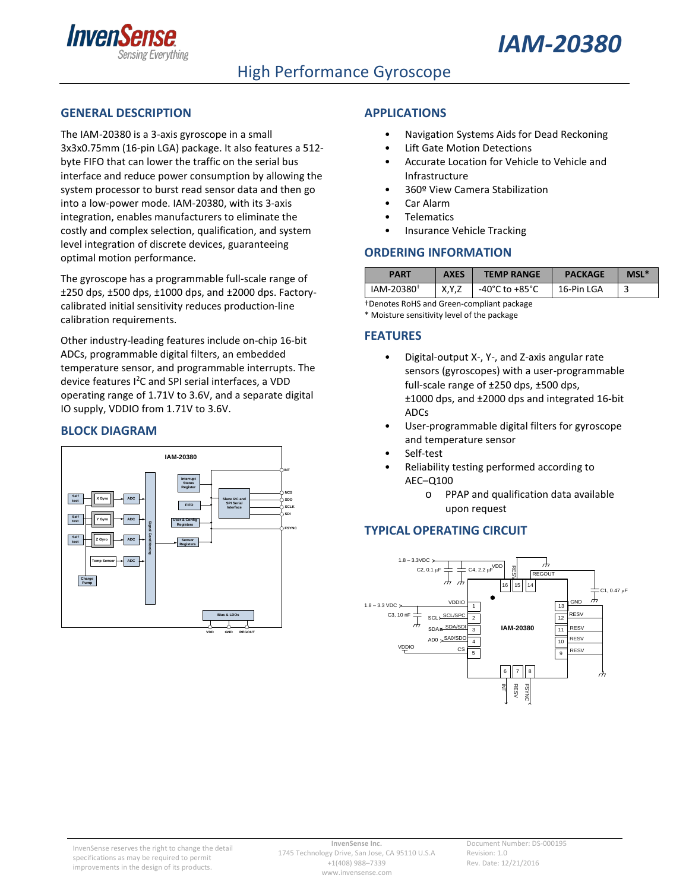# IAM-20380

## High Performance Gyroscope

## GENERAL DESCRIPTION

The IAM-20380 is a 3-axis gyroscope in a small 3x3x0.75mm (16-pin LGA) package. It also features a 512-byte FIFO that can lower the traffic on the serial bus interface and reduce power consumption by allowing the system processor to burst read sensor data and then go into a low-power mode. IAM-20380, with its 3-axis integration, enables manufacturers to eliminate the costly and complex selection, qualification, and system level integration of discrete devices, guaranteeing optimal motion performance.

The gyroscope has a programmable full-scale range of ±250 dps, ±500 dps, ±1000 dps, and ±2000 dps. Factory-calibrated initial sensitivity reduces production-line calibration requirements.

Other industry-leading features include on-chip 16-bit ADCs, programmable digital filters, an embedded temperature sensor, and programmable interrupts. The device features I²C and SPI serial interfaces, a VDD operating range of 1.71V to 3.6V, and a separate digital IO supply, VDDIO from 1.71V to 3.6V.

## BLOCK DIAGRAM

## APPLICATIONS

- Navigation Systems Aids for Dead Reckoning
- Lift Gate Motion Detections
- Accurate Location for Vehicle to Vehicle and Infrastructure
- 360º View Camera Stabilization
- Car Alarm
- Telematics
- Insurance Vehicle Tracking

## ORDERING INFORMATION

| PART | AXES | TEMP RANGE | PACKAGE | MSL* |
|---|---|---|---|---|
| IAM-20380† | X,Y,Z | -40°C to +85°C | 16-Pin LGA | 3 |

†Denotes RoHS and Green-compliant package
* Moisture sensitivity level of the package

## FEATURES

- Digital-output X-, Y-, and Z-axis angular rate sensors (gyroscopes) with a user-programmable full-scale range of ±250 dps, ±500 dps, ±1000 dps, and ±2000 dps and integrated 16-bit ADCs
- User-programmable digital filters for gyroscope and temperature sensor
- Self-test
- Reliability testing performed according to AEC–Q100
  - PPAP and qualification data available upon request

## TYPICAL OPERATING CIRCUIT

InvenSense reserves the right to change the detail specifications as may be required to permit improvements in the design of its products.

**InvenSense Inc.**
1745 Technology Drive, San Jose, CA 95110 U.S.A
+1(408) 988–7339
www.invensense.com

Document Number: DS-000195
Revision: 1.0
Rev. Date: 12/21/2016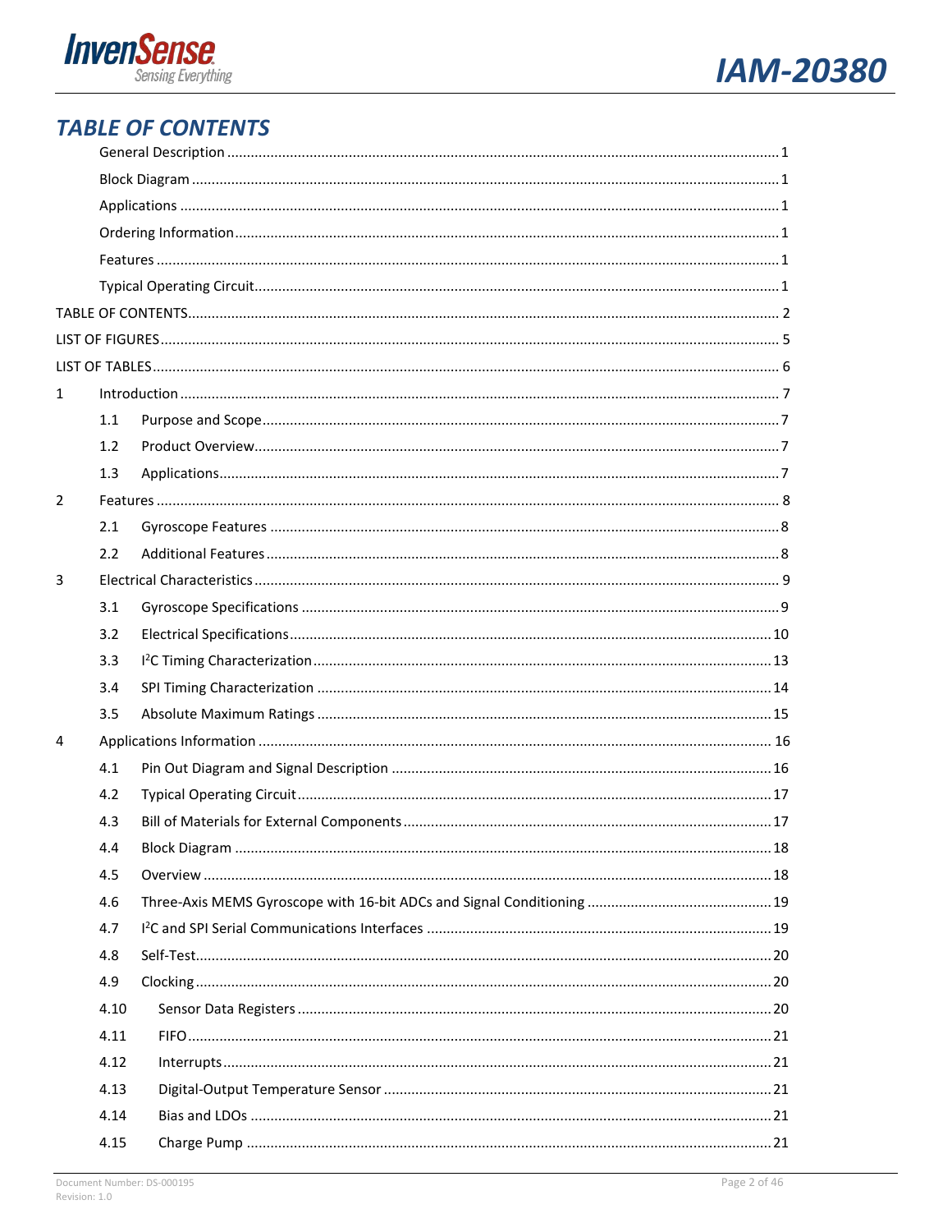## TABLE OF CONTENTS

- General Description ... 1
- Block Diagram ... 1
- Applications ... 1
- Ordering Information ... 1
- Features ... 1
- Typical Operating Circuit ... 1

TABLE OF CONTENTS ... 2

LIST OF FIGURES ... 5

LIST OF TABLES ... 6

1 Introduction ... 7
- 1.1 Purpose and Scope ... 7
- 1.2 Product Overview ... 7
- 1.3 Applications ... 7

2 Features ... 8
- 2.1 Gyroscope Features ... 8
- 2.2 Additional Features ... 8

3 Electrical Characteristics ... 9
- 3.1 Gyroscope Specifications ... 9
- 3.2 Electrical Specifications ... 10
- 3.3 I$^2$C Timing Characterization ... 13
- 3.4 SPI Timing Characterization ... 14
- 3.5 Absolute Maximum Ratings ... 15

4 Applications Information ... 16
- 4.1 Pin Out Diagram and Signal Description ... 16
- 4.2 Typical Operating Circuit ... 17
- 4.3 Bill of Materials for External Components ... 17
- 4.4 Block Diagram ... 18
- 4.5 Overview ... 18
- 4.6 Three-Axis MEMS Gyroscope with 16-bit ADCs and Signal Conditioning ... 19
- 4.7 I$^2$C and SPI Serial Communications Interfaces ... 19
- 4.8 Self-Test ... 20
- 4.9 Clocking ... 20
- 4.10 Sensor Data Registers ... 20
- 4.11 FIFO ... 21
- 4.12 Interrupts ... 21
- 4.13 Digital-Output Temperature Sensor ... 21
- 4.14 Bias and LDOs ... 21
- 4.15 Charge Pump ... 21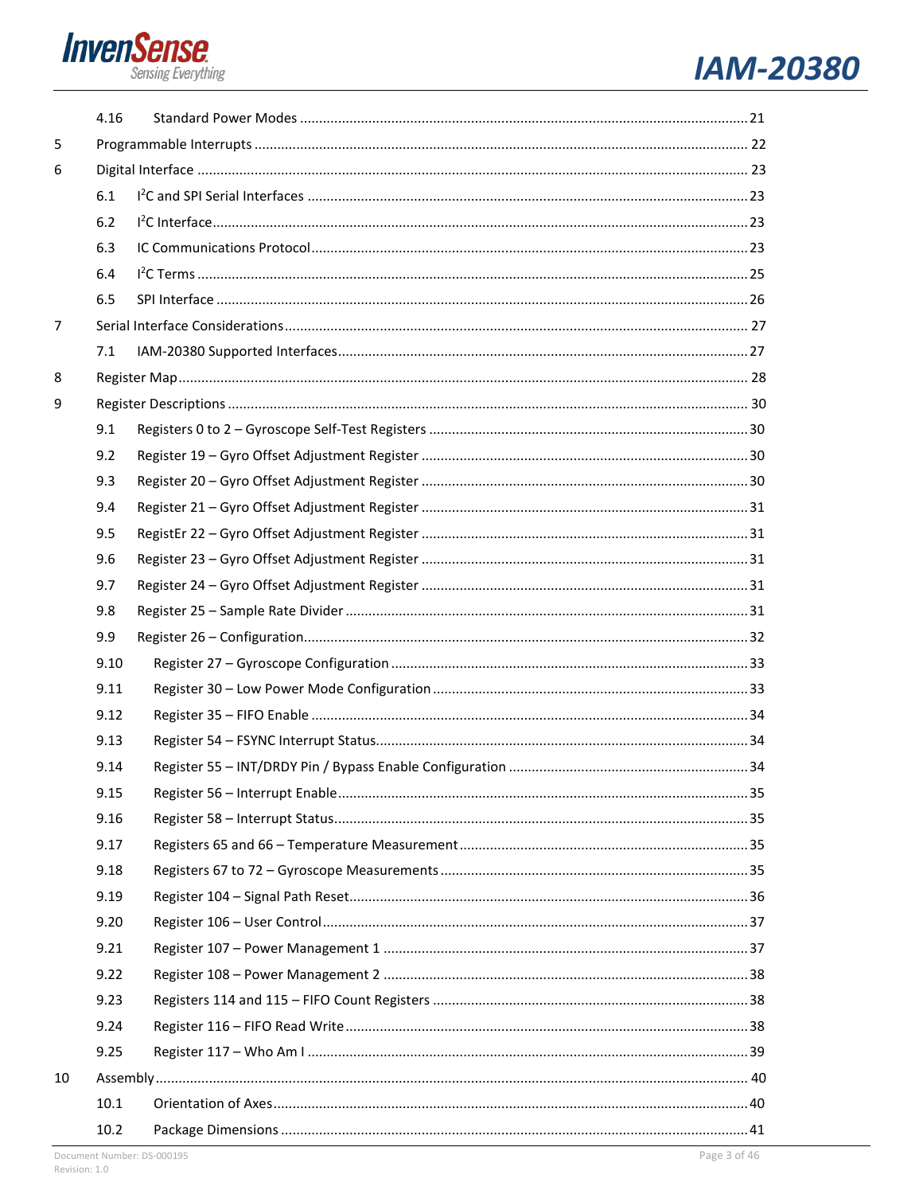| | | |
|---|---|---|
| 4.16 | Standard Power Modes | 21 |
| 5 | Programmable Interrupts | 22 |
| 6 | Digital Interface | 23 |
| 6.1 | I²C and SPI Serial Interfaces | 23 |
| 6.2 | I²C Interface | 23 |
| 6.3 | IC Communications Protocol | 23 |
| 6.4 | I²C Terms | 25 |
| 6.5 | SPI Interface | 26 |
| 7 | Serial Interface Considerations | 27 |
| 7.1 | IAM-20380 Supported Interfaces | 27 |
| 8 | Register Map | 28 |
| 9 | Register Descriptions | 30 |
| 9.1 | Registers 0 to 2 – Gyroscope Self-Test Registers | 30 |
| 9.2 | Register 19 – Gyro Offset Adjustment Register | 30 |
| 9.3 | Register 20 – Gyro Offset Adjustment Register | 30 |
| 9.4 | Register 21 – Gyro Offset Adjustment Register | 31 |
| 9.5 | RegistEr 22 – Gyro Offset Adjustment Register | 31 |
| 9.6 | Register 23 – Gyro Offset Adjustment Register | 31 |
| 9.7 | Register 24 – Gyro Offset Adjustment Register | 31 |
| 9.8 | Register 25 – Sample Rate Divider | 31 |
| 9.9 | Register 26 – Configuration | 32 |
| 9.10 | Register 27 – Gyroscope Configuration | 33 |
| 9.11 | Register 30 – Low Power Mode Configuration | 33 |
| 9.12 | Register 35 – FIFO Enable | 34 |
| 9.13 | Register 54 – FSYNC Interrupt Status | 34 |
| 9.14 | Register 55 – INT/DRDY Pin / Bypass Enable Configuration | 34 |
| 9.15 | Register 56 – Interrupt Enable | 35 |
| 9.16 | Register 58 – Interrupt Status | 35 |
| 9.17 | Registers 65 and 66 – Temperature Measurement | 35 |
| 9.18 | Registers 67 to 72 – Gyroscope Measurements | 35 |
| 9.19 | Register 104 – Signal Path Reset | 36 |
| 9.20 | Register 106 – User Control | 37 |
| 9.21 | Register 107 – Power Management 1 | 37 |
| 9.22 | Register 108 – Power Management 2 | 38 |
| 9.23 | Registers 114 and 115 – FIFO Count Registers | 38 |
| 9.24 | Register 116 – FIFO Read Write | 38 |
| 9.25 | Register 117 – Who Am I | 39 |
| 10 | Assembly | 40 |
| 10.1 | Orientation of Axes | 40 |
| 10.2 | Package Dimensions | 41 |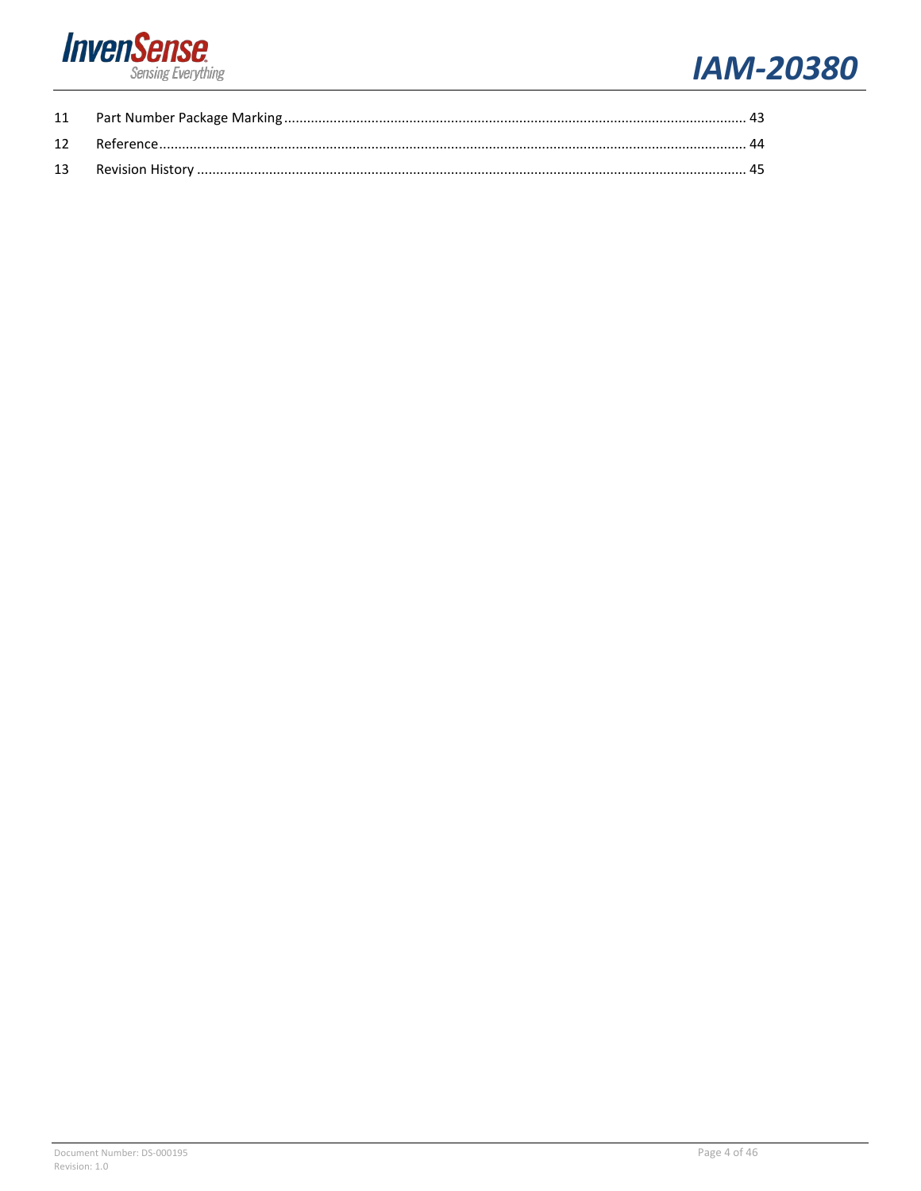| | | |
|---|---|---|
| 11 | Part Number Package Marking | 43 |
| 12 | Reference | 44 |
| 13 | Revision History | 45 |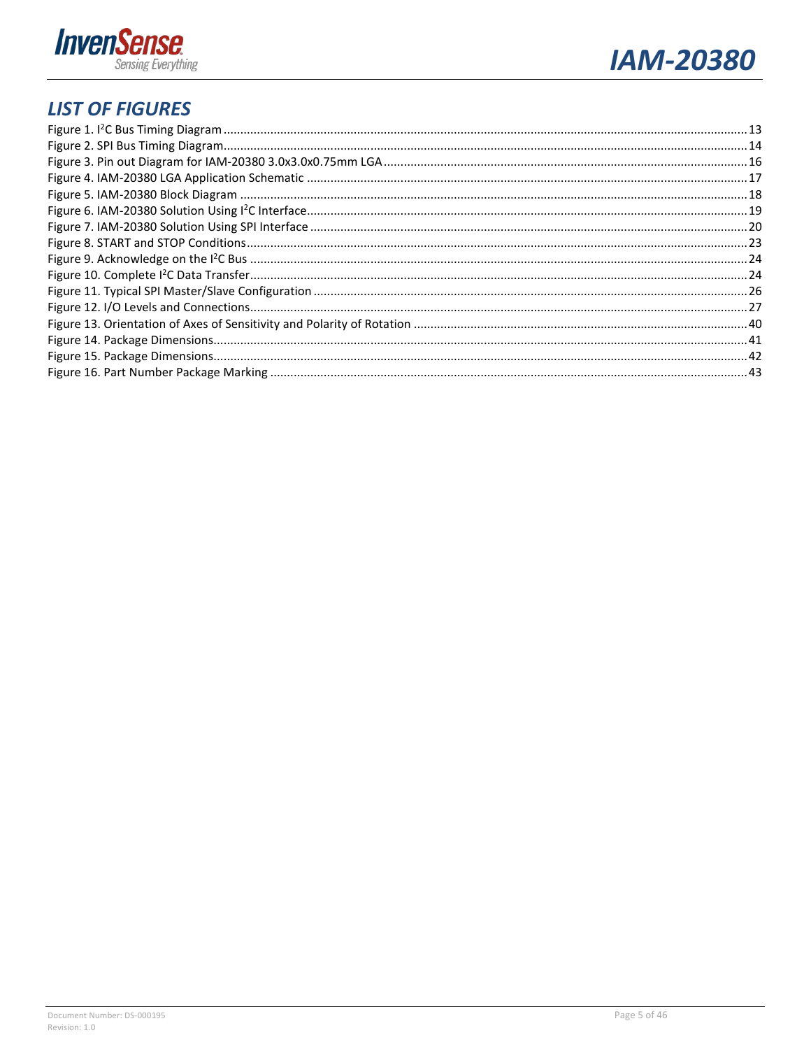## LIST OF FIGURES

Figure 1. I$^2$C Bus Timing Diagram .......... 13
Figure 2. SPI Bus Timing Diagram .......... 14
Figure 3. Pin out Diagram for IAM-20380 3.0x3.0x0.75mm LGA .......... 16
Figure 4. IAM-20380 LGA Application Schematic .......... 17
Figure 5. IAM-20380 Block Diagram .......... 18
Figure 6. IAM-20380 Solution Using I$^2$C Interface .......... 19
Figure 7. IAM-20380 Solution Using SPI Interface .......... 20
Figure 8. START and STOP Conditions .......... 23
Figure 9. Acknowledge on the I$^2$C Bus .......... 24
Figure 10. Complete I$^2$C Data Transfer .......... 24
Figure 11. Typical SPI Master/Slave Configuration .......... 26
Figure 12. I/O Levels and Connections .......... 27
Figure 13. Orientation of Axes of Sensitivity and Polarity of Rotation .......... 40
Figure 14. Package Dimensions .......... 41
Figure 15. Package Dimensions .......... 42
Figure 16. Part Number Package Marking .......... 43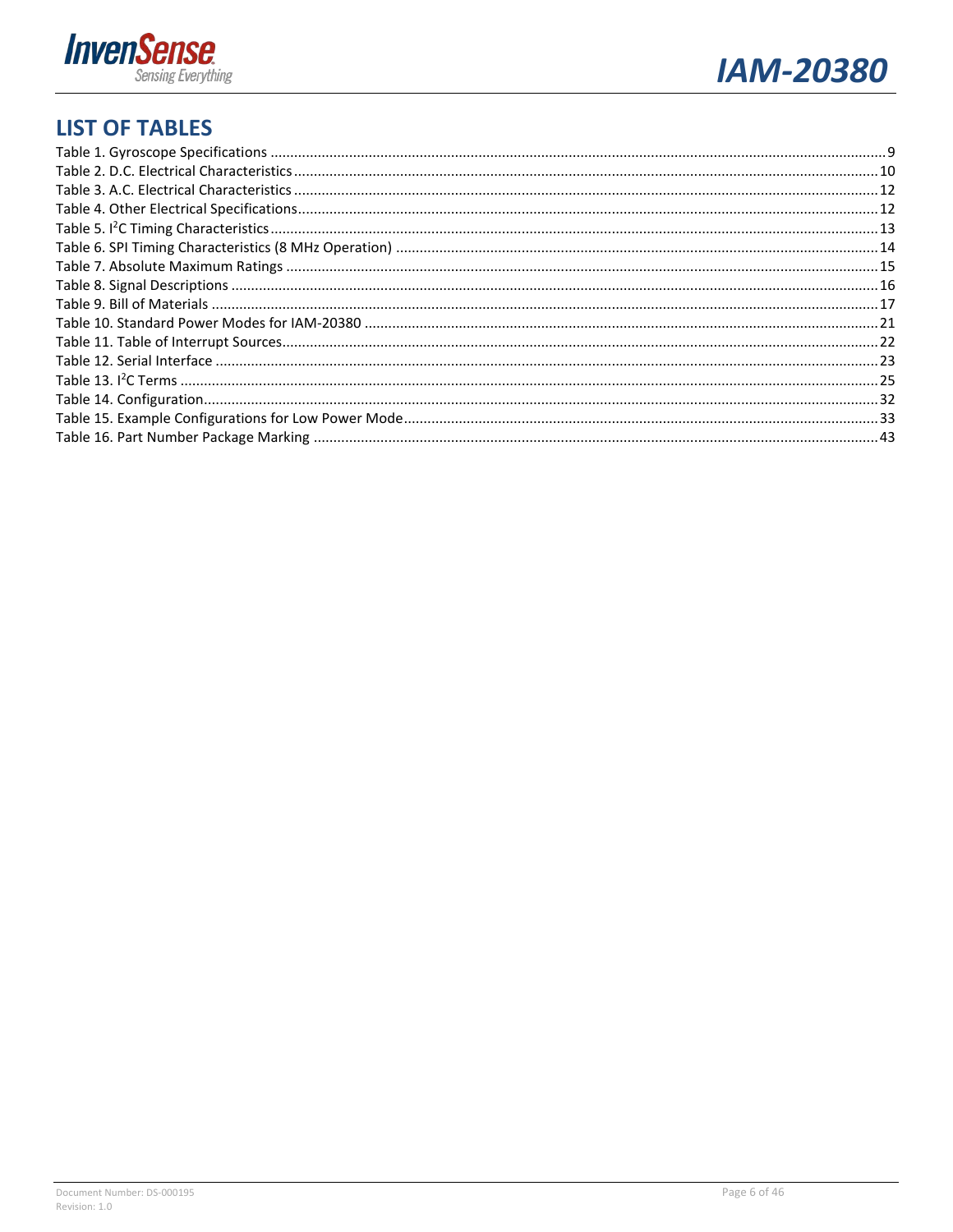## LIST OF TABLES

Table 1. Gyroscope Specifications ..... 9
Table 2. D.C. Electrical Characteristics ..... 10
Table 3. A.C. Electrical Characteristics ..... 12
Table 4. Other Electrical Specifications ..... 12
Table 5. I$^2$C Timing Characteristics ..... 13
Table 6. SPI Timing Characteristics (8 MHz Operation) ..... 14
Table 7. Absolute Maximum Ratings ..... 15
Table 8. Signal Descriptions ..... 16
Table 9. Bill of Materials ..... 17
Table 10. Standard Power Modes for IAM-20380 ..... 21
Table 11. Table of Interrupt Sources ..... 22
Table 12. Serial Interface ..... 23
Table 13. I$^2$C Terms ..... 25
Table 14. Configuration ..... 32
Table 15. Example Configurations for Low Power Mode ..... 33
Table 16. Part Number Package Marking ..... 43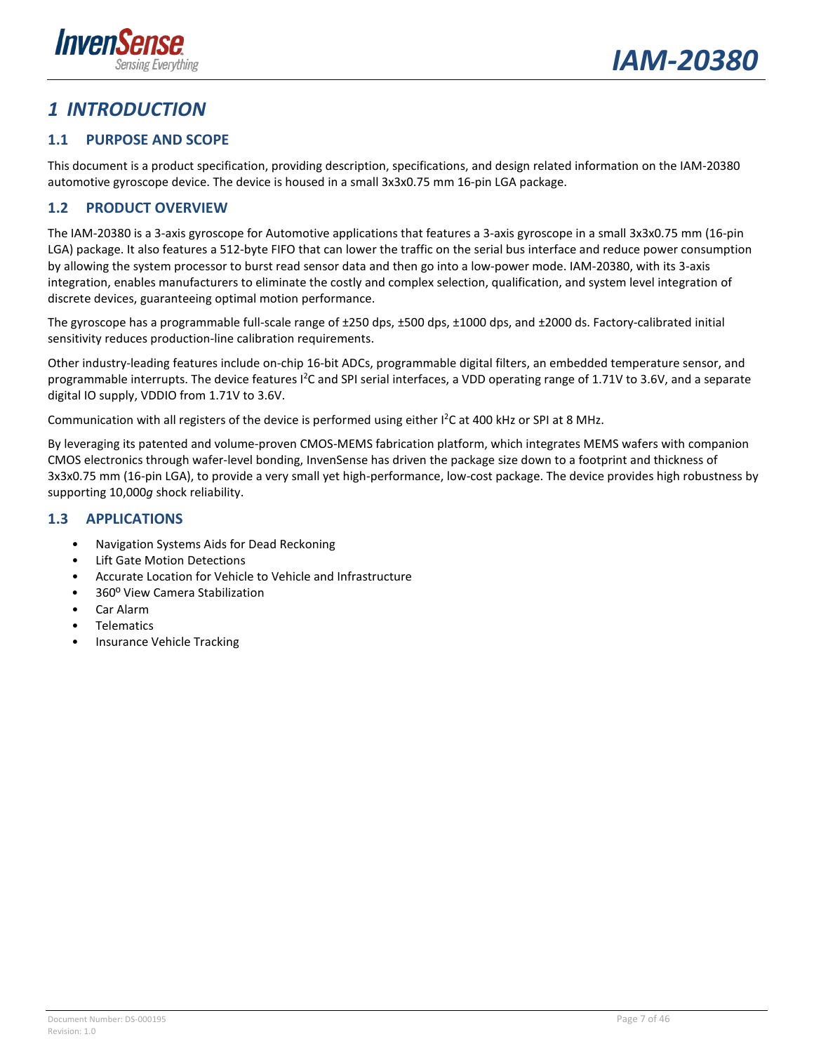# 1 INTRODUCTION

## 1.1 PURPOSE AND SCOPE

This document is a product specification, providing description, specifications, and design related information on the IAM-20380 automotive gyroscope device. The device is housed in a small 3x3x0.75 mm 16-pin LGA package.

## 1.2 PRODUCT OVERVIEW

The IAM-20380 is a 3-axis gyroscope for Automotive applications that features a 3-axis gyroscope in a small 3x3x0.75 mm (16-pin LGA) package. It also features a 512-byte FIFO that can lower the traffic on the serial bus interface and reduce power consumption by allowing the system processor to burst read sensor data and then go into a low-power mode. IAM-20380, with its 3-axis integration, enables manufacturers to eliminate the costly and complex selection, qualification, and system level integration of discrete devices, guaranteeing optimal motion performance.

The gyroscope has a programmable full-scale range of ±250 dps, ±500 dps, ±1000 dps, and ±2000 ds. Factory-calibrated initial sensitivity reduces production-line calibration requirements.

Other industry-leading features include on-chip 16-bit ADCs, programmable digital filters, an embedded temperature sensor, and programmable interrupts. The device features $I^2C$ and SPI serial interfaces, a VDD operating range of 1.71V to 3.6V, and a separate digital IO supply, VDDIO from 1.71V to 3.6V.

Communication with all registers of the device is performed using either $I^2C$ at 400 kHz or SPI at 8 MHz.

By leveraging its patented and volume-proven CMOS-MEMS fabrication platform, which integrates MEMS wafers with companion CMOS electronics through wafer-level bonding, InvenSense has driven the package size down to a footprint and thickness of 3x3x0.75 mm (16-pin LGA), to provide a very small yet high-performance, low-cost package. The device provides high robustness by supporting 10,000*g* shock reliability.

## 1.3 APPLICATIONS

- Navigation Systems Aids for Dead Reckoning
- Lift Gate Motion Detections
- Accurate Location for Vehicle to Vehicle and Infrastructure
- $360^{o}$ View Camera Stabilization
- Car Alarm
- Telematics
- Insurance Vehicle Tracking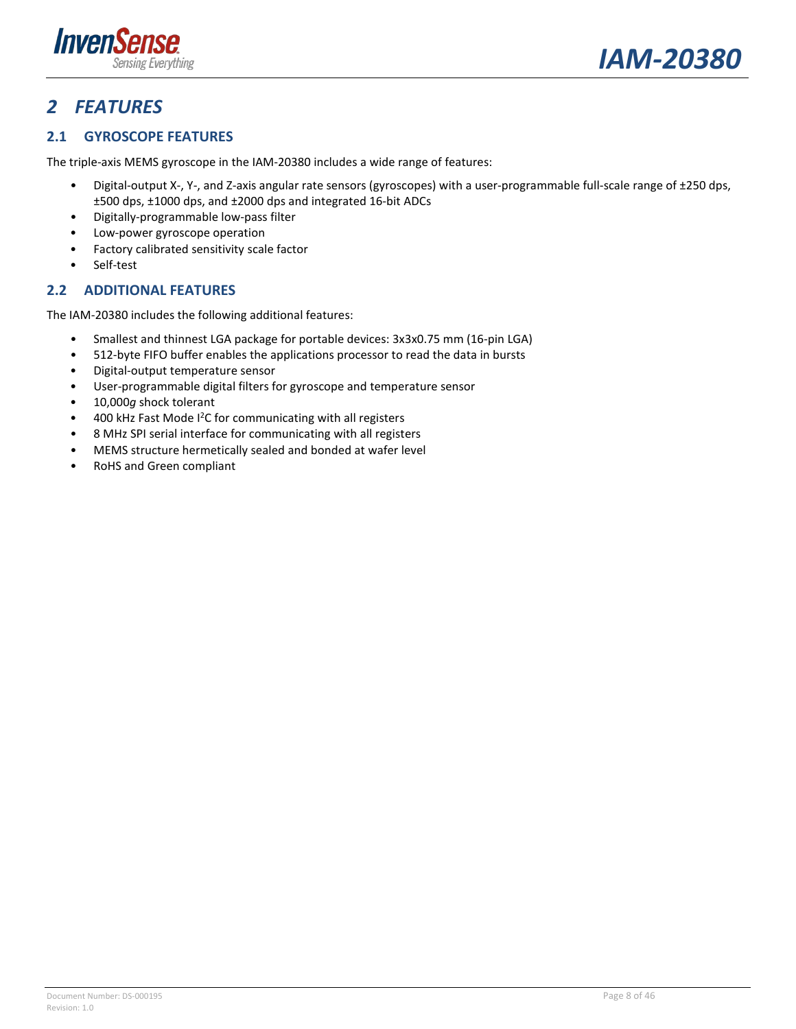# 2 FEATURES

## 2.1 GYROSCOPE FEATURES

The triple-axis MEMS gyroscope in the IAM-20380 includes a wide range of features:

- Digital-output X-, Y-, and Z-axis angular rate sensors (gyroscopes) with a user-programmable full-scale range of ±250 dps, ±500 dps, ±1000 dps, and ±2000 dps and integrated 16-bit ADCs
- Digitally-programmable low-pass filter
- Low-power gyroscope operation
- Factory calibrated sensitivity scale factor
- Self-test

## 2.2 ADDITIONAL FEATURES

The IAM-20380 includes the following additional features:

- Smallest and thinnest LGA package for portable devices: 3x3x0.75 mm (16-pin LGA)
- 512-byte FIFO buffer enables the applications processor to read the data in bursts
- Digital-output temperature sensor
- User-programmable digital filters for gyroscope and temperature sensor
- 10,000*g* shock tolerant
- 400 kHz Fast Mode $I^2C$ for communicating with all registers
- 8 MHz SPI serial interface for communicating with all registers
- MEMS structure hermetically sealed and bonded at wafer level
- RoHS and Green compliant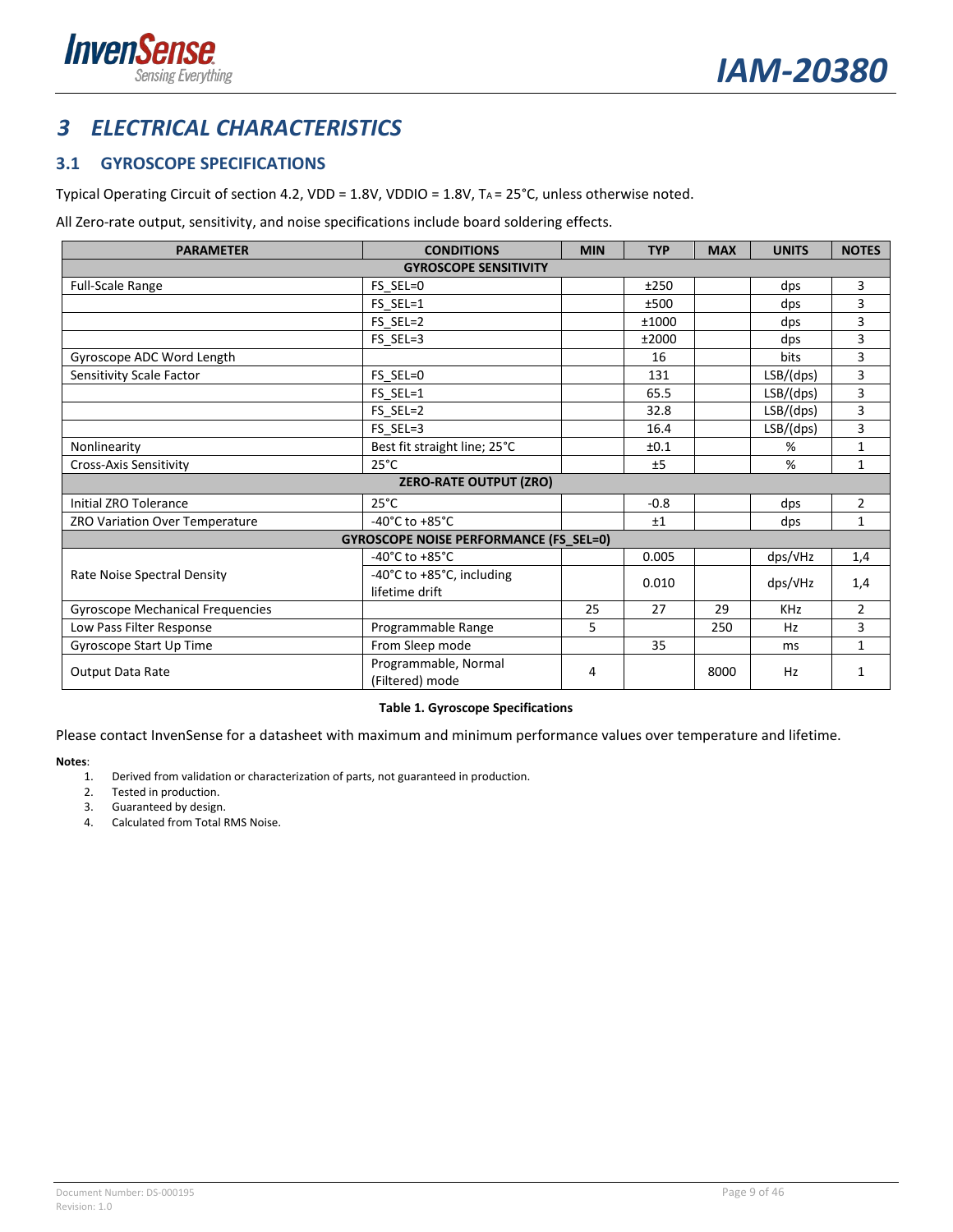# 3 ELECTRICAL CHARACTERISTICS

## 3.1 GYROSCOPE SPECIFICATIONS

Typical Operating Circuit of section 4.2, VDD = 1.8V, VDDIO = 1.8V, $T_A$ = 25°C, unless otherwise noted.

All Zero-rate output, sensitivity, and noise specifications include board soldering effects.

| PARAMETER | CONDITIONS | MIN | TYP | MAX | UNITS | NOTES |
|---|---|---|---|---|---|---|
| **GYROSCOPE SENSITIVITY** | | | | | | |
| Full-Scale Range | FS_SEL=0 | | ±250 | | dps | 3 |
| | FS_SEL=1 | | ±500 | | dps | 3 |
| | FS_SEL=2 | | ±1000 | | dps | 3 |
| | FS_SEL=3 | | ±2000 | | dps | 3 |
| Gyroscope ADC Word Length | | | 16 | | bits | 3 |
| Sensitivity Scale Factor | FS_SEL=0 | | 131 | | LSB/(dps) | 3 |
| | FS_SEL=1 | | 65.5 | | LSB/(dps) | 3 |
| | FS_SEL=2 | | 32.8 | | LSB/(dps) | 3 |
| | FS_SEL=3 | | 16.4 | | LSB/(dps) | 3 |
| Nonlinearity | Best fit straight line; 25°C | | ±0.1 | | % | 1 |
| Cross-Axis Sensitivity | 25°C | | ±5 | | % | 1 |
| **ZERO-RATE OUTPUT (ZRO)** | | | | | | |
| Initial ZRO Tolerance | 25°C | | -0.8 | | dps | 2 |
| ZRO Variation Over Temperature | -40°C to +85°C | | ±1 | | dps | 1 |
| **GYROSCOPE NOISE PERFORMANCE (FS_SEL=0)** | | | | | | |
| Rate Noise Spectral Density | -40°C to +85°C | | 0.005 | | dps/√Hz | 1,4 |
| | -40°C to +85°C, including lifetime drift | | 0.010 | | dps/√Hz | 1,4 |
| Gyroscope Mechanical Frequencies | | 25 | 27 | 29 | KHz | 2 |
| Low Pass Filter Response | Programmable Range | 5 | | 250 | Hz | 3 |
| Gyroscope Start Up Time | From Sleep mode | | 35 | | ms | 1 |
| Output Data Rate | Programmable, Normal (Filtered) mode | 4 | | 8000 | Hz | 1 |

**Table 1. Gyroscope Specifications**

Please contact InvenSense for a datasheet with maximum and minimum performance values over temperature and lifetime.

**Notes**:

1. Derived from validation or characterization of parts, not guaranteed in production.
2. Tested in production.
3. Guaranteed by design.
4. Calculated from Total RMS Noise.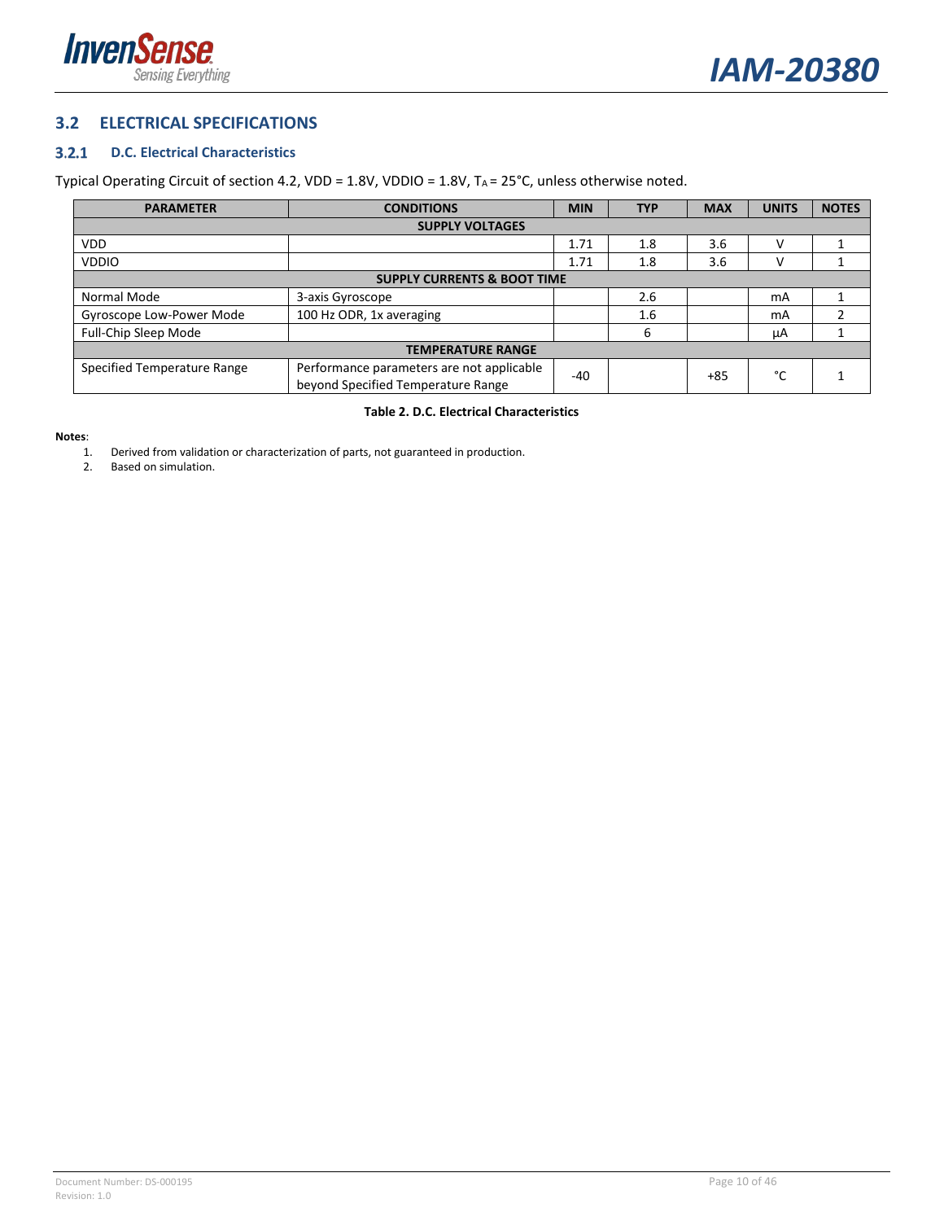## 3.2 ELECTRICAL SPECIFICATIONS

### 3.2.1 D.C. Electrical Characteristics

Typical Operating Circuit of section 4.2, VDD = 1.8V, VDDIO = 1.8V, $T_A$ = 25°C, unless otherwise noted.

| PARAMETER | CONDITIONS | MIN | TYP | MAX | UNITS | NOTES |
|---|---|---|---|---|---|---|
| **SUPPLY VOLTAGES** | | | | | | |
| VDD | | 1.71 | 1.8 | 3.6 | V | 1 |
| VDDIO | | 1.71 | 1.8 | 3.6 | V | 1 |
| **SUPPLY CURRENTS & BOOT TIME** | | | | | | |
| Normal Mode | 3-axis Gyroscope | | 2.6 | | mA | 1 |
| Gyroscope Low-Power Mode | 100 Hz ODR, 1x averaging | | 1.6 | | mA | 2 |
| Full-Chip Sleep Mode | | | 6 | | µA | 1 |
| **TEMPERATURE RANGE** | | | | | | |
| Specified Temperature Range | Performance parameters are not applicable beyond Specified Temperature Range | -40 | | +85 | °C | 1 |

**Table 2. D.C. Electrical Characteristics**

**Notes**:

1. Derived from validation or characterization of parts, not guaranteed in production.
2. Based on simulation.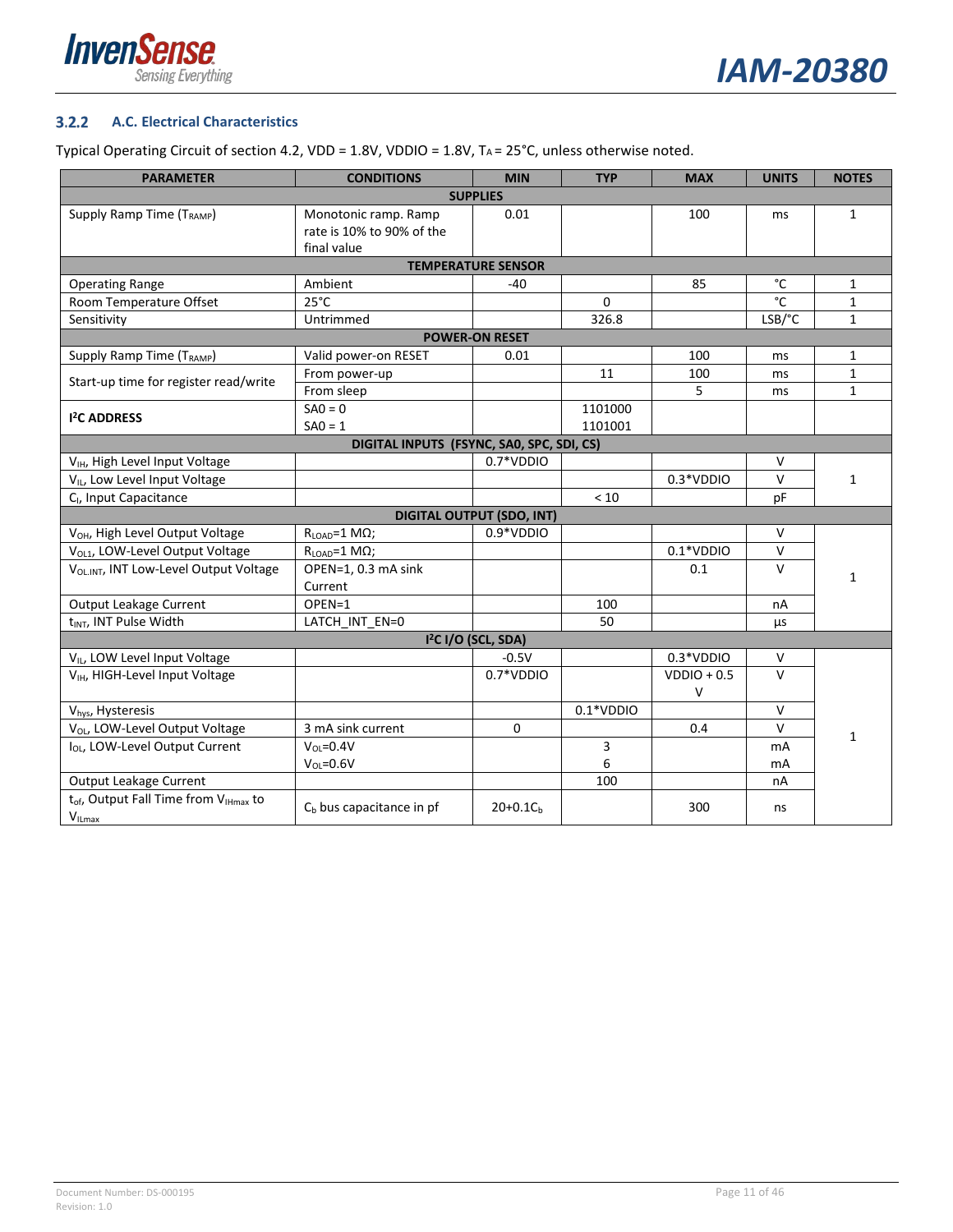### 3.2.2 A.C. Electrical Characteristics

Typical Operating Circuit of section 4.2, VDD = 1.8V, VDDIO = 1.8V, $T_A$ = 25°C, unless otherwise noted.

| PARAMETER | CONDITIONS | MIN | TYP | MAX | UNITS | NOTES |
|---|---|---|---|---|---|---|
| **SUPPLIES** | | | | | | |
| Supply Ramp Time ($T_{RAMP}$) | Monotonic ramp. Ramp rate is 10% to 90% of the final value | 0.01 | | 100 | ms | 1 |
| **TEMPERATURE SENSOR** | | | | | | |
| Operating Range | Ambient | -40 | | 85 | °C | 1 |
| Room Temperature Offset | 25°C | | 0 | | °C | 1 |
| Sensitivity | Untrimmed | | 326.8 | | LSB/°C | 1 |
| **POWER-ON RESET** | | | | | | |
| Supply Ramp Time ($T_{RAMP}$) | Valid power-on RESET | 0.01 | | 100 | ms | 1 |
| Start-up time for register read/write | From power-up | | 11 | 100 | ms | 1 |
| | From sleep | | | 5 | ms | 1 |
| **I²C ADDRESS** | SA0 = 0<br>SA0 = 1 | | 1101000<br>1101001 | | | |
| **DIGITAL INPUTS (FSYNC, SA0, SPC, SDI, CS)** | | | | | | |
| $V_{IH}$, High Level Input Voltage | | 0.7*VDDIO | | | V | 1 |
| $V_{IL}$, Low Level Input Voltage | | | | 0.3*VDDIO | V | 1 |
| $C_I$, Input Capacitance | | | < 10 | | pF | 1 |
| **DIGITAL OUTPUT (SDO, INT)** | | | | | | |
| $V_{OH}$, High Level Output Voltage | $R_{LOAD}$=1 MΩ; | 0.9*VDDIO | | | V | 1 |
| $V_{OL1}$, LOW-Level Output Voltage | $R_{LOAD}$=1 MΩ; | | | 0.1*VDDIO | V | 1 |
| $V_{OL.INT}$, INT Low-Level Output Voltage | OPEN=1, 0.3 mA sink Current | | | 0.1 | V | 1 |
| Output Leakage Current | OPEN=1 | | 100 | | nA | 1 |
| $t_{INT}$, INT Pulse Width | LATCH_INT_EN=0 | | 50 | | µs | 1 |
| **I²C I/O (SCL, SDA)** | | | | | | |
| $V_{IL}$, LOW Level Input Voltage | | -0.5V | | 0.3*VDDIO | V | 1 |
| $V_{IH}$, HIGH-Level Input Voltage | | 0.7*VDDIO | | VDDIO + 0.5 V | V | 1 |
| $V_{hys}$, Hysteresis | | | 0.1*VDDIO | | V | 1 |
| $V_{OL}$, LOW-Level Output Voltage | 3 mA sink current | 0 | | 0.4 | V | 1 |
| $I_{OL}$, LOW-Level Output Current | $V_{OL}$=0.4V<br>$V_{OL}$=0.6V | | 3<br>6 | | mA<br>mA | 1 |
| Output Leakage Current | | | 100 | | nA | 1 |
| $t_{of}$, Output Fall Time from $V_{IHmax}$ to $V_{ILmax}$ | $C_b$ bus capacitance in pf | $20+0.1C_b$ | | 300 | ns | 1 |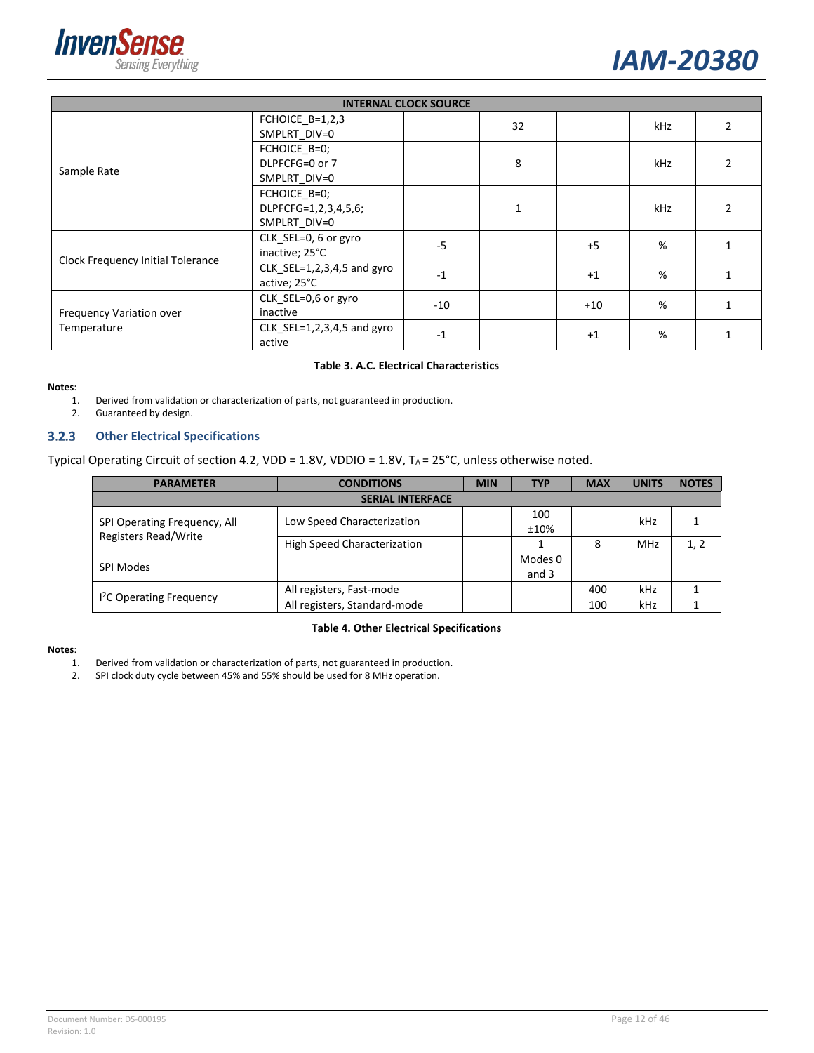| INTERNAL CLOCK SOURCE | | | | | | |
|---|---|---|---|---|---|---|
| Sample Rate | FCHOICE_B=1,2,3 SMPLRT_DIV=0 | | 32 | | kHz | 2 |
| | FCHOICE_B=0; DLPFCFG=0 or 7 SMPLRT_DIV=0 | | 8 | | kHz | 2 |
| | FCHOICE_B=0; DLPFCFG=1,2,3,4,5,6; SMPLRT_DIV=0 | | 1 | | kHz | 2 |
| Clock Frequency Initial Tolerance | CLK_SEL=0, 6 or gyro inactive; 25°C | -5 | | +5 | % | 1 |
| | CLK_SEL=1,2,3,4,5 and gyro active; 25°C | -1 | | +1 | % | 1 |
| Frequency Variation over Temperature | CLK_SEL=0,6 or gyro inactive | -10 | | +10 | % | 1 |
| | CLK_SEL=1,2,3,4,5 and gyro active | -1 | | +1 | % | 1 |

**Table 3. A.C. Electrical Characteristics**

**Notes**:
1. Derived from validation or characterization of parts, not guaranteed in production.
2. Guaranteed by design.

### 3.2.3 Other Electrical Specifications

Typical Operating Circuit of section 4.2, VDD = 1.8V, VDDIO = 1.8V, $T_A$ = 25°C, unless otherwise noted.

| PARAMETER | CONDITIONS | MIN | TYP | MAX | UNITS | NOTES |
|---|---|---|---|---|---|---|
| **SERIAL INTERFACE** | | | | | | |
| SPI Operating Frequency, All Registers Read/Write | Low Speed Characterization | | 100 ±10% | | kHz | 1 |
| | High Speed Characterization | | 1 | 8 | MHz | 1, 2 |
| SPI Modes | | | Modes 0 and 3 | | | |
| $I^2C$ Operating Frequency | All registers, Fast-mode | | | 400 | kHz | 1 |
| | All registers, Standard-mode | | | 100 | kHz | 1 |

**Table 4. Other Electrical Specifications**

**Notes**:
1. Derived from validation or characterization of parts, not guaranteed in production.
2. SPI clock duty cycle between 45% and 55% should be used for 8 MHz operation.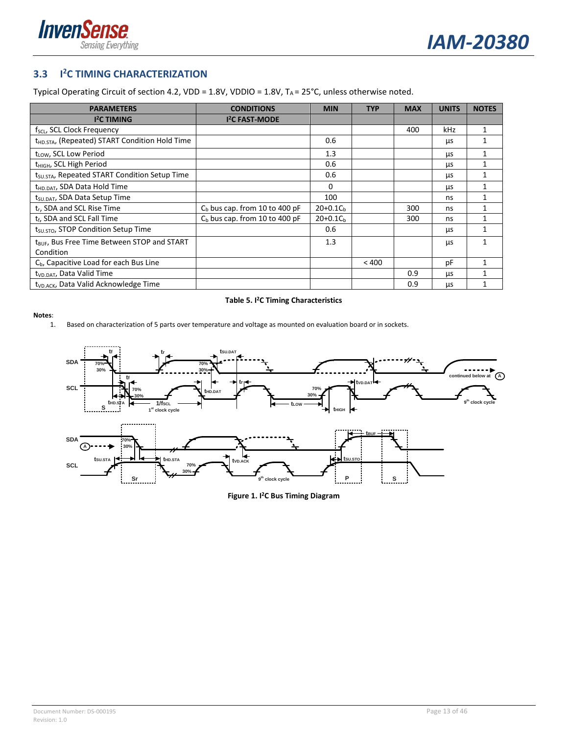## 3.3 I²C TIMING CHARACTERIZATION

Typical Operating Circuit of section 4.2, VDD = 1.8V, VDDIO = 1.8V, $T_A$ = 25°C, unless otherwise noted.

| PARAMETERS | CONDITIONS | MIN | TYP | MAX | UNITS | NOTES |
|---|---|---|---|---|---|---|
| **I²C TIMING** | **I²C FAST-MODE** | | | | | |
| $f_{SCL}$, SCL Clock Frequency | | | | 400 | kHz | 1 |
| $t_{HD.STA}$, (Repeated) START Condition Hold Time | | 0.6 | | | µs | 1 |
| $t_{LOW}$, SCL Low Period | | 1.3 | | | µs | 1 |
| $t_{HIGH}$, SCL High Period | | 0.6 | | | µs | 1 |
| $t_{SU.STA}$, Repeated START Condition Setup Time | | 0.6 | | | µs | 1 |
| $t_{HD.DAT}$, SDA Data Hold Time | | 0 | | | µs | 1 |
| $t_{SU.DAT}$, SDA Data Setup Time | | 100 | | | ns | 1 |
| $t_r$, SDA and SCL Rise Time | $C_b$ bus cap. from 10 to 400 pF | $20+0.1C_b$ | | 300 | ns | 1 |
| $t_f$, SDA and SCL Fall Time | $C_b$ bus cap. from 10 to 400 pF | $20+0.1C_b$ | | 300 | ns | 1 |
| $t_{SU.STO}$, STOP Condition Setup Time | | 0.6 | | | µs | 1 |
| $t_{BUF}$, Bus Free Time Between STOP and START Condition | | 1.3 | | | µs | 1 |
| $C_b$, Capacitive Load for each Bus Line | | | < 400 | | pF | 1 |
| $t_{VD.DAT}$, Data Valid Time | | | | 0.9 | µs | 1 |
| $t_{VD.ACK}$, Data Valid Acknowledge Time | | | | 0.9 | µs | 1 |

**Table 5. I²C Timing Characteristics**

**Notes**:

1. Based on characterization of 5 parts over temperature and voltage as mounted on evaluation board or in sockets.

**Figure 1. I²C Bus Timing Diagram**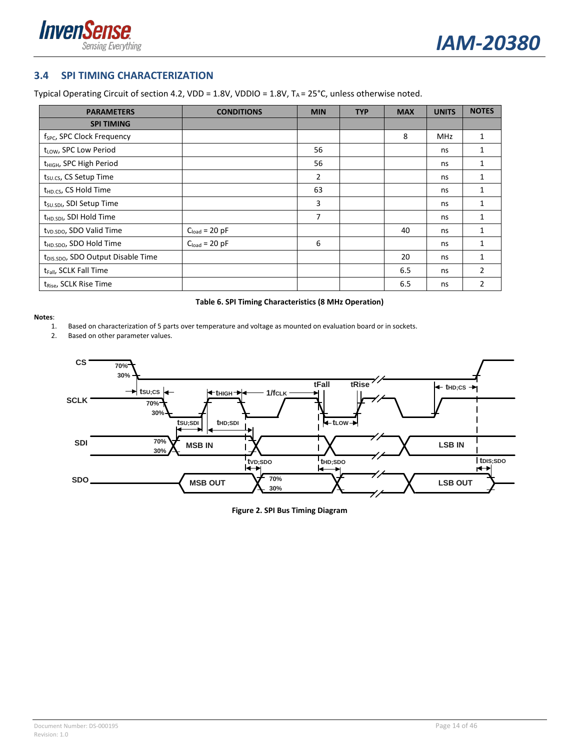## 3.4 SPI TIMING CHARACTERIZATION

Typical Operating Circuit of section 4.2, VDD = 1.8V, VDDIO = 1.8V, $T_A$ = 25°C, unless otherwise noted.

| PARAMETERS | CONDITIONS | MIN | TYP | MAX | UNITS | NOTES |
|---|---|---|---|---|---|---|
| **SPI TIMING** | | | | | | |
| $f_{SPC}$, SPC Clock Frequency | | | | 8 | MHz | 1 |
| $t_{LOW}$, SPC Low Period | | 56 | | | ns | 1 |
| $t_{HIGH}$, SPC High Period | | 56 | | | ns | 1 |
| $t_{SU.CS}$, CS Setup Time | | 2 | | | ns | 1 |
| $t_{HD.CS}$, CS Hold Time | | 63 | | | ns | 1 |
| $t_{SU.SDI}$, SDI Setup Time | | 3 | | | ns | 1 |
| $t_{HD.SDI}$, SDI Hold Time | | 7 | | | ns | 1 |
| $t_{VD.SDO}$, SDO Valid Time | $C_{load}$ = 20 pF | | | 40 | ns | 1 |
| $t_{HD.SDO}$, SDO Hold Time | $C_{load}$ = 20 pF | 6 | | | ns | 1 |
| $t_{DIS.SDO}$, SDO Output Disable Time | | | | 20 | ns | 1 |
| $t_{Fall}$, SCLK Fall Time | | | | 6.5 | ns | 2 |
| $t_{Rise}$, SCLK Rise Time | | | | 6.5 | ns | 2 |

**Table 6. SPI Timing Characteristics (8 MHz Operation)**

**Notes**:

1. Based on characterization of 5 parts over temperature and voltage as mounted on evaluation board or in sockets.
2. Based on other parameter values.

**Figure 2. SPI Bus Timing Diagram**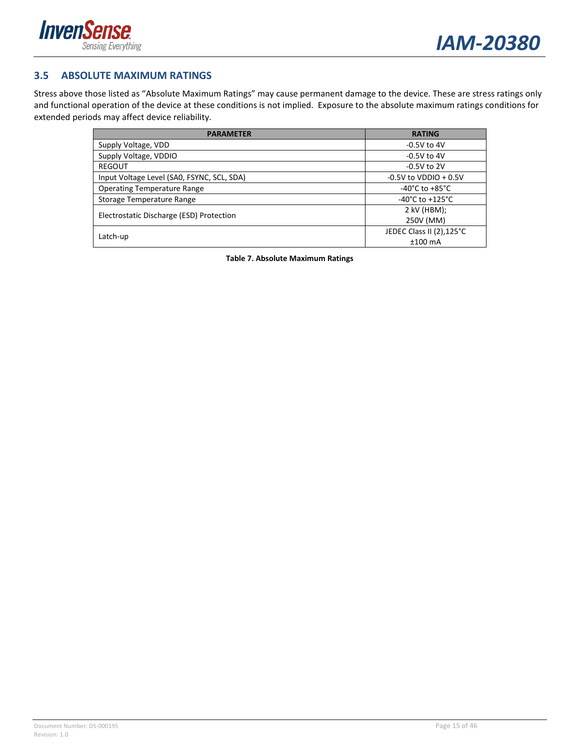## 3.5 ABSOLUTE MAXIMUM RATINGS

Stress above those listed as “Absolute Maximum Ratings” may cause permanent damage to the device. These are stress ratings only and functional operation of the device at these conditions is not implied. Exposure to the absolute maximum ratings conditions for extended periods may affect device reliability.

| PARAMETER | RATING |
|---|---|
| Supply Voltage, VDD | -0.5V to 4V |
| Supply Voltage, VDDIO | -0.5V to 4V |
| REGOUT | -0.5V to 2V |
| Input Voltage Level (SA0, FSYNC, SCL, SDA) | -0.5V to VDDIO + 0.5V |
| Operating Temperature Range | -40°C to +85°C |
| Storage Temperature Range | -40°C to +125°C |
| Electrostatic Discharge (ESD) Protection | 2 kV (HBM); 250V (MM) |
| Latch-up | JEDEC Class II (2),125°C ±100 mA |

**Table 7. Absolute Maximum Ratings**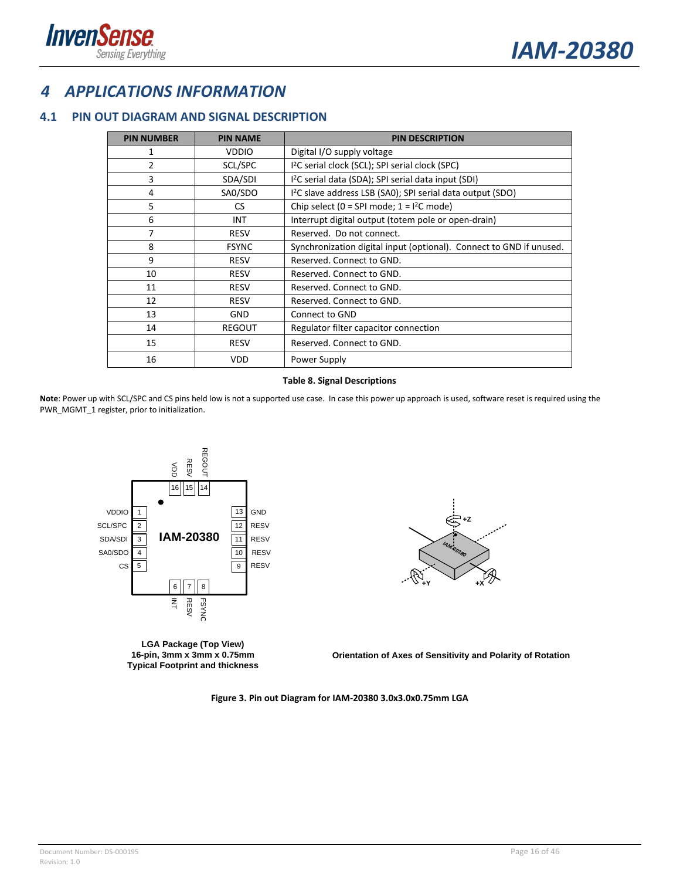# 4 APPLICATIONS INFORMATION

## 4.1 PIN OUT DIAGRAM AND SIGNAL DESCRIPTION

| PIN NUMBER | PIN NAME | PIN DESCRIPTION |
|---|---|---|
| 1 | VDDIO | Digital I/O supply voltage |
| 2 | SCL/SPC | I²C serial clock (SCL); SPI serial clock (SPC) |
| 3 | SDA/SDI | I²C serial data (SDA); SPI serial data input (SDI) |
| 4 | SA0/SDO | I²C slave address LSB (SA0); SPI serial data output (SDO) |
| 5 | CS | Chip select (0 = SPI mode; 1 = I²C mode) |
| 6 | INT | Interrupt digital output (totem pole or open-drain) |
| 7 | RESV | Reserved. Do not connect. |
| 8 | FSYNC | Synchronization digital input (optional). Connect to GND if unused. |
| 9 | RESV | Reserved. Connect to GND. |
| 10 | RESV | Reserved. Connect to GND. |
| 11 | RESV | Reserved. Connect to GND. |
| 12 | RESV | Reserved. Connect to GND. |
| 13 | GND | Connect to GND |
| 14 | REGOUT | Regulator filter capacitor connection |
| 15 | RESV | Reserved. Connect to GND. |
| 16 | VDD | Power Supply |

**Table 8. Signal Descriptions**

**Note**: Power up with SCL/SPC and CS pins held low is not a supported use case. In case this power up approach is used, software reset is required using the PWR_MGMT_1 register, prior to initialization.

**LGA Package (Top View)**
**16-pin, 3mm x 3mm x 0.75mm**
**Typical Footprint and thickness**

**Orientation of Axes of Sensitivity and Polarity of Rotation**

**Figure 3. Pin out Diagram for IAM-20380 3.0x3.0x0.75mm LGA**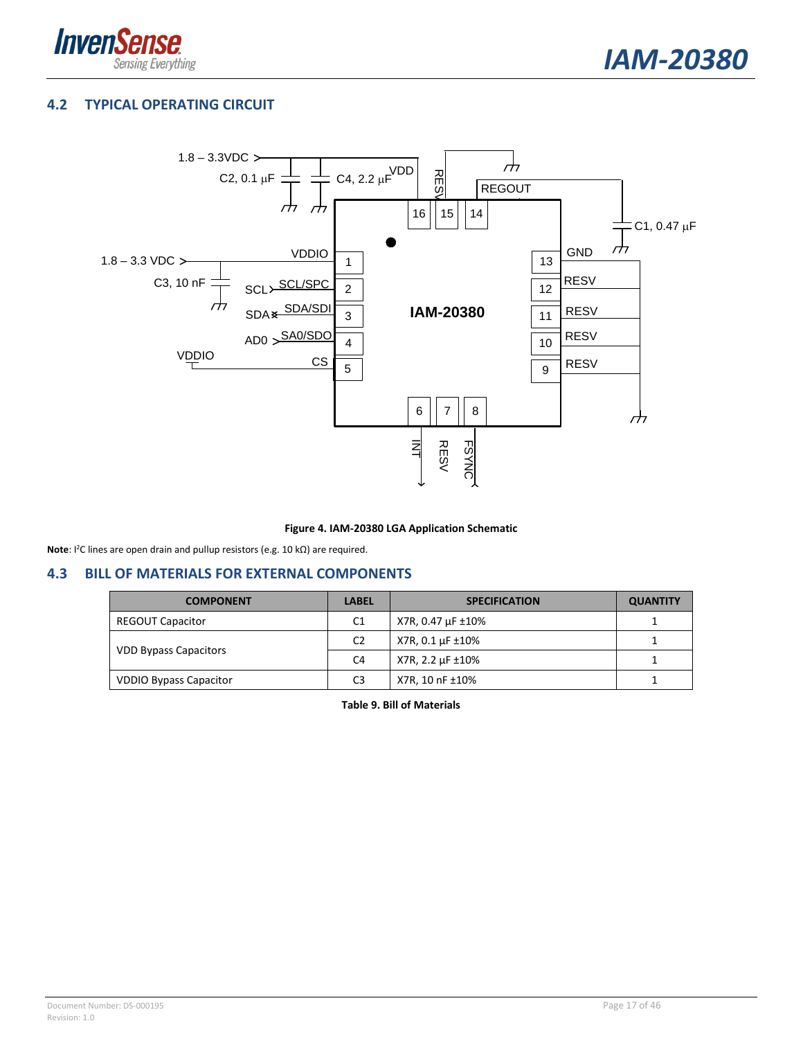## 4.2 TYPICAL OPERATING CIRCUIT

Figure 4. IAM-20380 LGA Application Schematic

**Note**: I²C lines are open drain and pullup resistors (e.g. 10 kΩ) are required.

## 4.3 BILL OF MATERIALS FOR EXTERNAL COMPONENTS

| COMPONENT | LABEL | SPECIFICATION | QUANTITY |
|---|---|---|---|
| REGOUT Capacitor | C1 | X7R, 0.47 µF ±10% | 1 |
| VDD Bypass Capacitors | C2 | X7R, 0.1 µF ±10% | 1 |
| | C4 | X7R, 2.2 µF ±10% | 1 |
| VDDIO Bypass Capacitor | C3 | X7R, 10 nF ±10% | 1 |

**Table 9. Bill of Materials**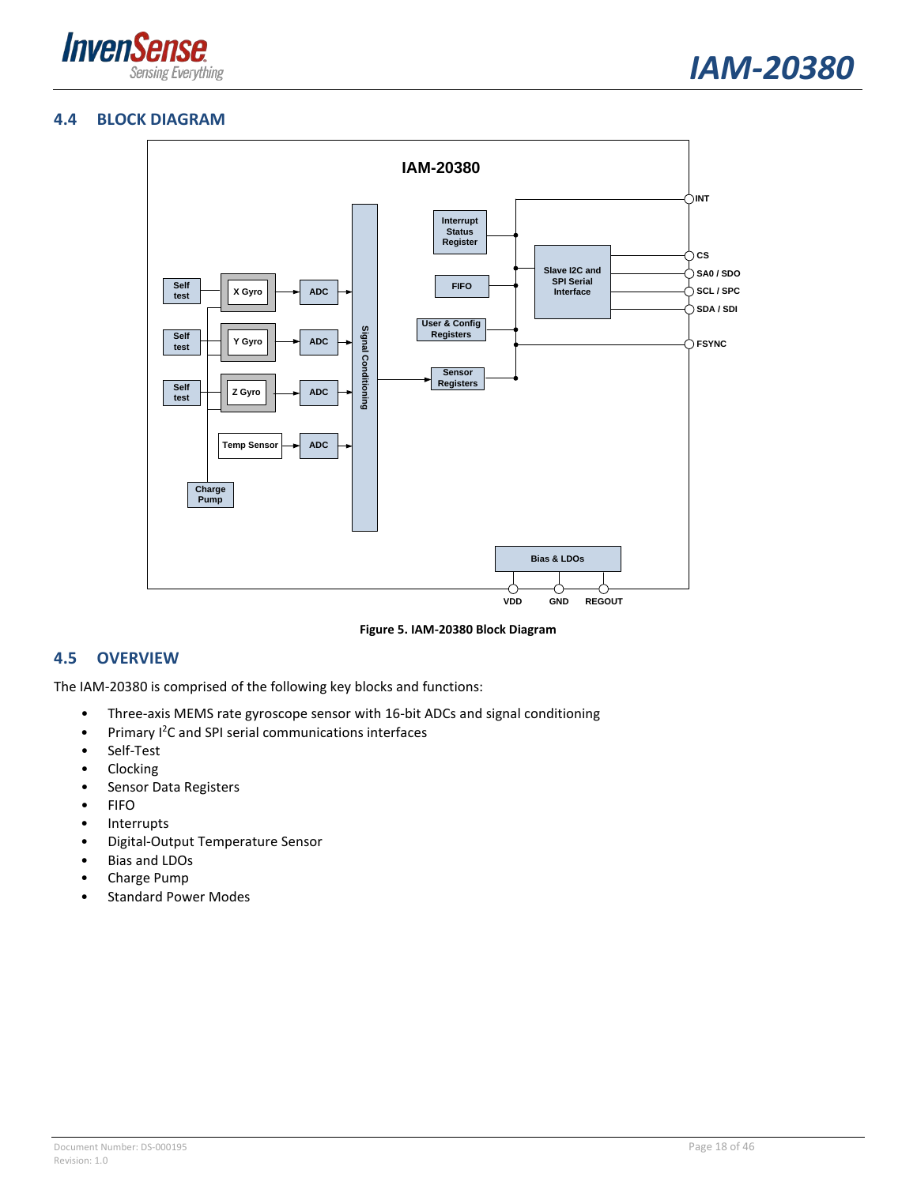## 4.4 BLOCK DIAGRAM

Figure 5. IAM-20380 Block Diagram

## 4.5 OVERVIEW

The IAM-20380 is comprised of the following key blocks and functions:

- Three-axis MEMS rate gyroscope sensor with 16-bit ADCs and signal conditioning
- Primary I²C and SPI serial communications interfaces
- Self-Test
- Clocking
- Sensor Data Registers
- FIFO
- Interrupts
- Digital-Output Temperature Sensor
- Bias and LDOs
- Charge Pump
- Standard Power Modes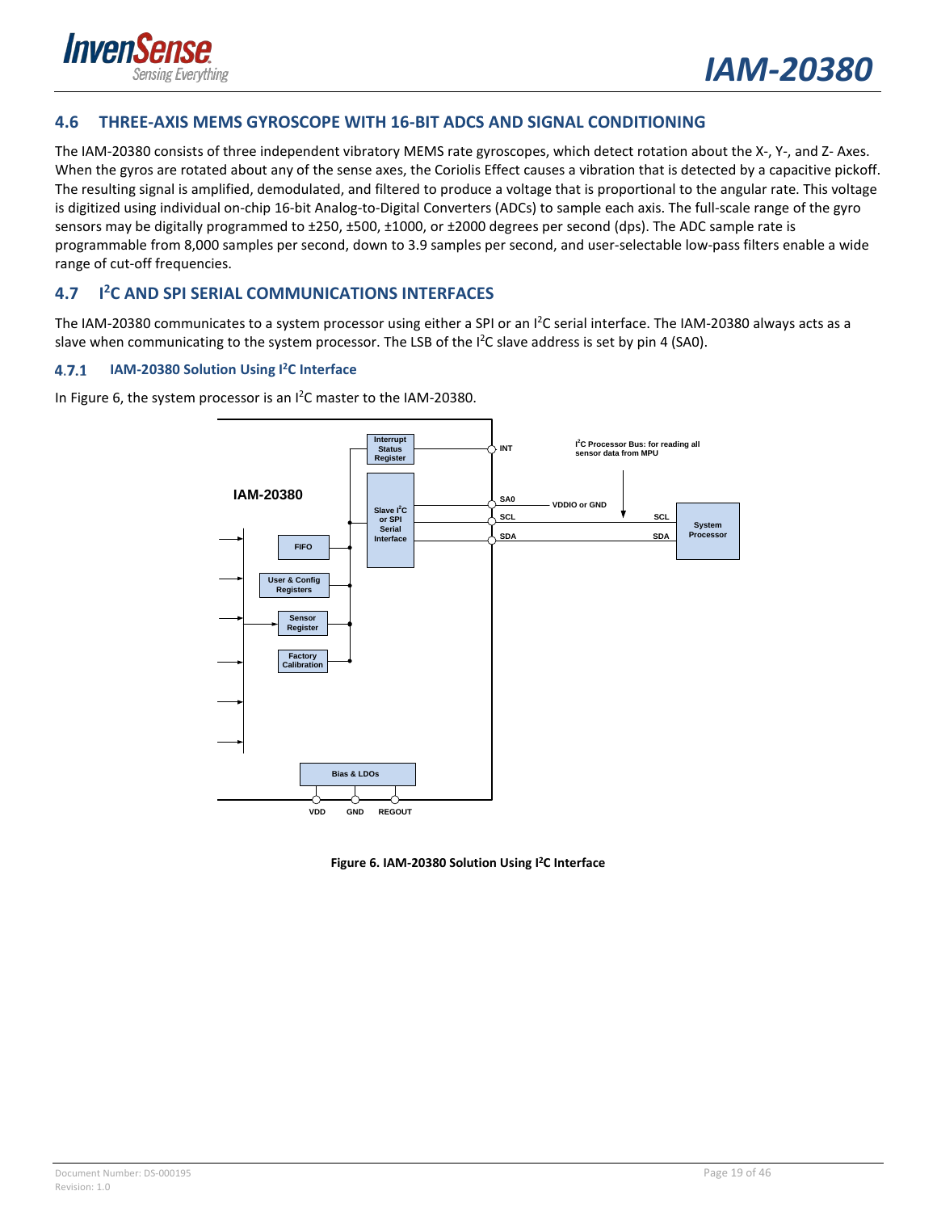## 4.6 THREE-AXIS MEMS GYROSCOPE WITH 16-BIT ADCS AND SIGNAL CONDITIONING

The IAM-20380 consists of three independent vibratory MEMS rate gyroscopes, which detect rotation about the X-, Y-, and Z- Axes. When the gyros are rotated about any of the sense axes, the Coriolis Effect causes a vibration that is detected by a capacitive pickoff. The resulting signal is amplified, demodulated, and filtered to produce a voltage that is proportional to the angular rate. This voltage is digitized using individual on-chip 16-bit Analog-to-Digital Converters (ADCs) to sample each axis. The full-scale range of the gyro sensors may be digitally programmed to ±250, ±500, ±1000, or ±2000 degrees per second (dps). The ADC sample rate is programmable from 8,000 samples per second, down to 3.9 samples per second, and user-selectable low-pass filters enable a wide range of cut-off frequencies.

## 4.7 I²C AND SPI SERIAL COMMUNICATIONS INTERFACES

The IAM-20380 communicates to a system processor using either a SPI or an I²C serial interface. The IAM-20380 always acts as a slave when communicating to the system processor. The LSB of the I²C slave address is set by pin 4 (SA0).

### 4.7.1 IAM-20380 Solution Using I²C Interface

In Figure 6, the system processor is an I²C master to the IAM-20380.

**Figure 6. IAM-20380 Solution Using I²C Interface**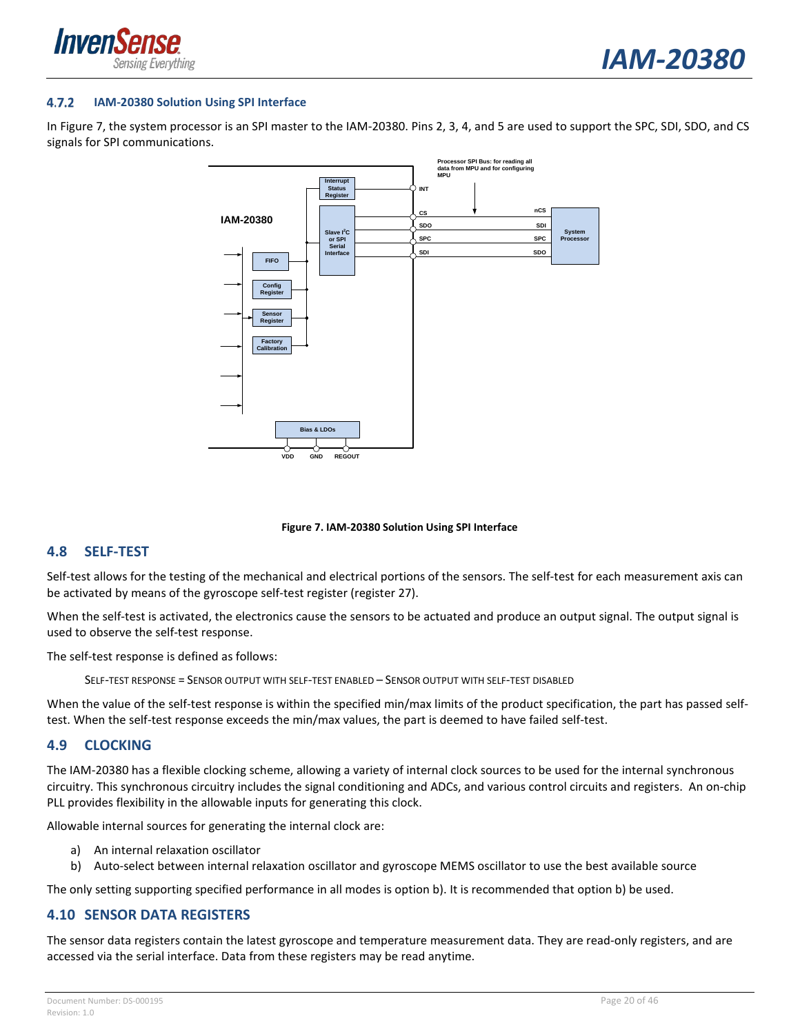### 4.7.2 IAM-20380 Solution Using SPI Interface

In Figure 7, the system processor is an SPI master to the IAM-20380. Pins 2, 3, 4, and 5 are used to support the SPC, SDI, SDO, and CS signals for SPI communications.

Figure 7. IAM-20380 Solution Using SPI Interface

## 4.8 SELF-TEST

Self-test allows for the testing of the mechanical and electrical portions of the sensors. The self-test for each measurement axis can be activated by means of the gyroscope self-test register (register 27).

When the self-test is activated, the electronics cause the sensors to be actuated and produce an output signal. The output signal is used to observe the self-test response.

The self-test response is defined as follows:

SELF-TEST RESPONSE = SENSOR OUTPUT WITH SELF-TEST ENABLED – SENSOR OUTPUT WITH SELF-TEST DISABLED

When the value of the self-test response is within the specified min/max limits of the product specification, the part has passed self-test. When the self-test response exceeds the min/max values, the part is deemed to have failed self-test.

## 4.9 CLOCKING

The IAM-20380 has a flexible clocking scheme, allowing a variety of internal clock sources to be used for the internal synchronous circuitry. This synchronous circuitry includes the signal conditioning and ADCs, and various control circuits and registers. An on-chip PLL provides flexibility in the allowable inputs for generating this clock.

Allowable internal sources for generating the internal clock are:

a) An internal relaxation oscillator
b) Auto-select between internal relaxation oscillator and gyroscope MEMS oscillator to use the best available source

The only setting supporting specified performance in all modes is option b). It is recommended that option b) be used.

## 4.10 SENSOR DATA REGISTERS

The sensor data registers contain the latest gyroscope and temperature measurement data. They are read-only registers, and are accessed via the serial interface. Data from these registers may be read anytime.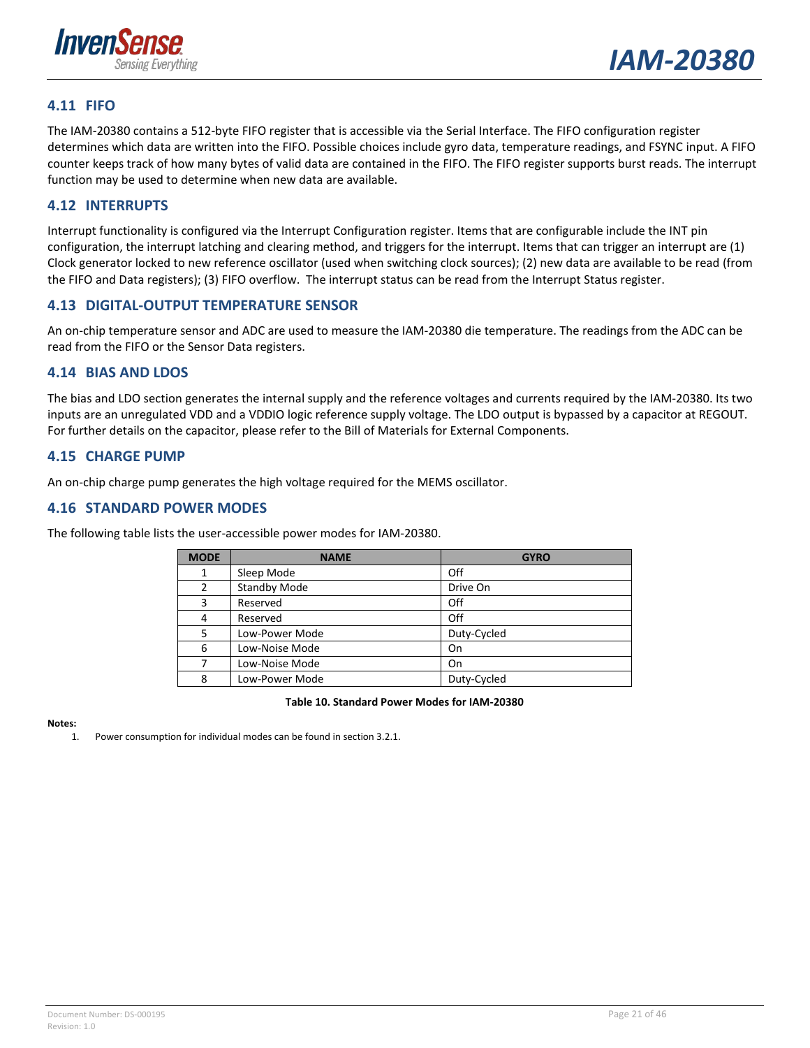## 4.11 FIFO

The IAM-20380 contains a 512-byte FIFO register that is accessible via the Serial Interface. The FIFO configuration register determines which data are written into the FIFO. Possible choices include gyro data, temperature readings, and FSYNC input. A FIFO counter keeps track of how many bytes of valid data are contained in the FIFO. The FIFO register supports burst reads. The interrupt function may be used to determine when new data are available.

## 4.12 INTERRUPTS

Interrupt functionality is configured via the Interrupt Configuration register. Items that are configurable include the INT pin configuration, the interrupt latching and clearing method, and triggers for the interrupt. Items that can trigger an interrupt are (1) Clock generator locked to new reference oscillator (used when switching clock sources); (2) new data are available to be read (from the FIFO and Data registers); (3) FIFO overflow. The interrupt status can be read from the Interrupt Status register.

## 4.13 DIGITAL-OUTPUT TEMPERATURE SENSOR

An on-chip temperature sensor and ADC are used to measure the IAM-20380 die temperature. The readings from the ADC can be read from the FIFO or the Sensor Data registers.

## 4.14 BIAS AND LDOS

The bias and LDO section generates the internal supply and the reference voltages and currents required by the IAM-20380. Its two inputs are an unregulated VDD and a VDDIO logic reference supply voltage. The LDO output is bypassed by a capacitor at REGOUT. For further details on the capacitor, please refer to the Bill of Materials for External Components.

## 4.15 CHARGE PUMP

An on-chip charge pump generates the high voltage required for the MEMS oscillator.

## 4.16 STANDARD POWER MODES

The following table lists the user-accessible power modes for IAM-20380.

| MODE | NAME | GYRO |
|---|---|---|
| 1 | Sleep Mode | Off |
| 2 | Standby Mode | Drive On |
| 3 | Reserved | Off |
| 4 | Reserved | Off |
| 5 | Low-Power Mode | Duty-Cycled |
| 6 | Low-Noise Mode | On |
| 7 | Low-Noise Mode | On |
| 8 | Low-Power Mode | Duty-Cycled |

**Table 10. Standard Power Modes for IAM-20380**

**Notes:**

1. Power consumption for individual modes can be found in section 3.2.1.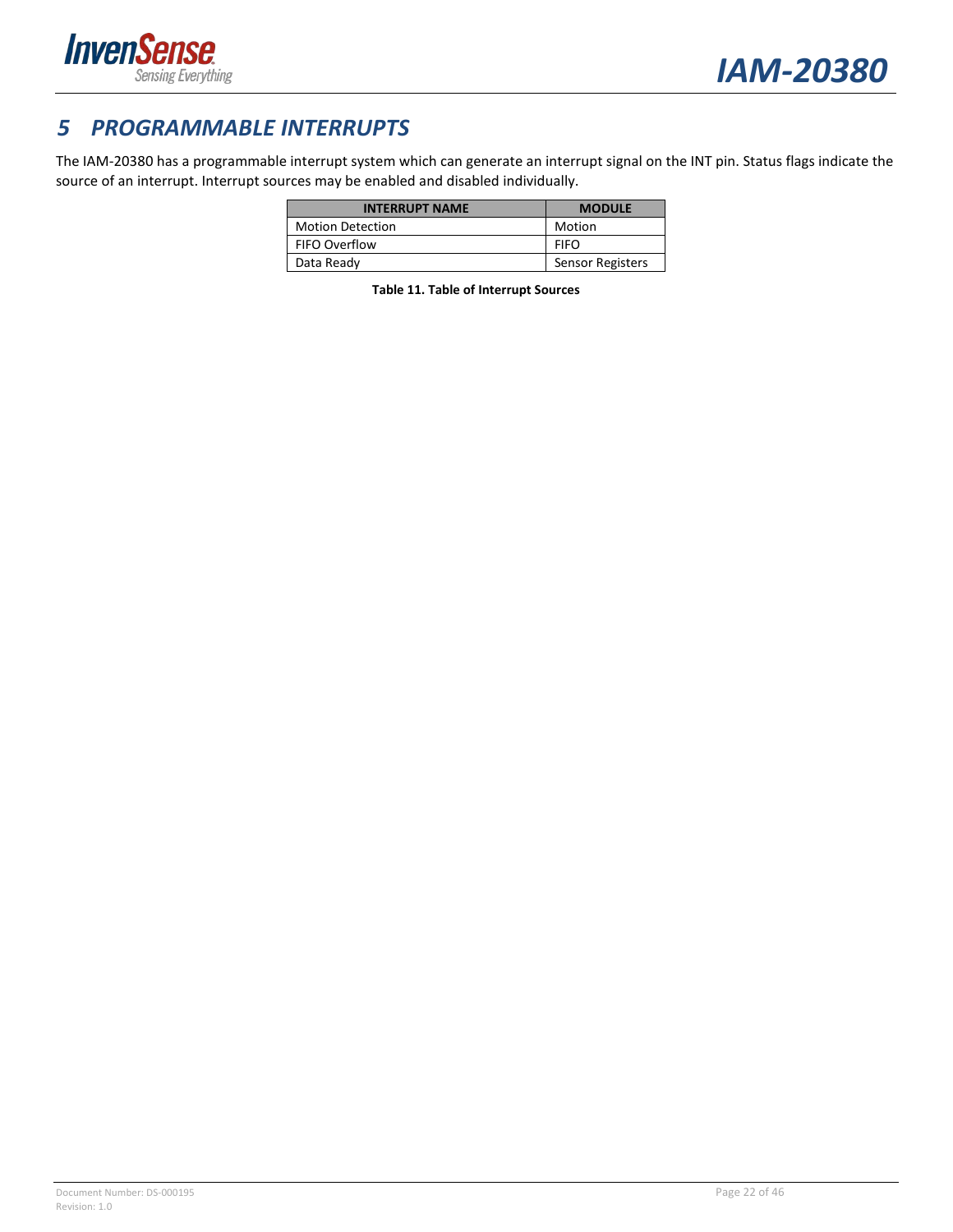# 5 PROGRAMMABLE INTERRUPTS

The IAM-20380 has a programmable interrupt system which can generate an interrupt signal on the INT pin. Status flags indicate the source of an interrupt. Interrupt sources may be enabled and disabled individually.

| INTERRUPT NAME | MODULE |
|---|---|
| Motion Detection | Motion |
| FIFO Overflow | FIFO |
| Data Ready | Sensor Registers |

**Table 11. Table of Interrupt Sources**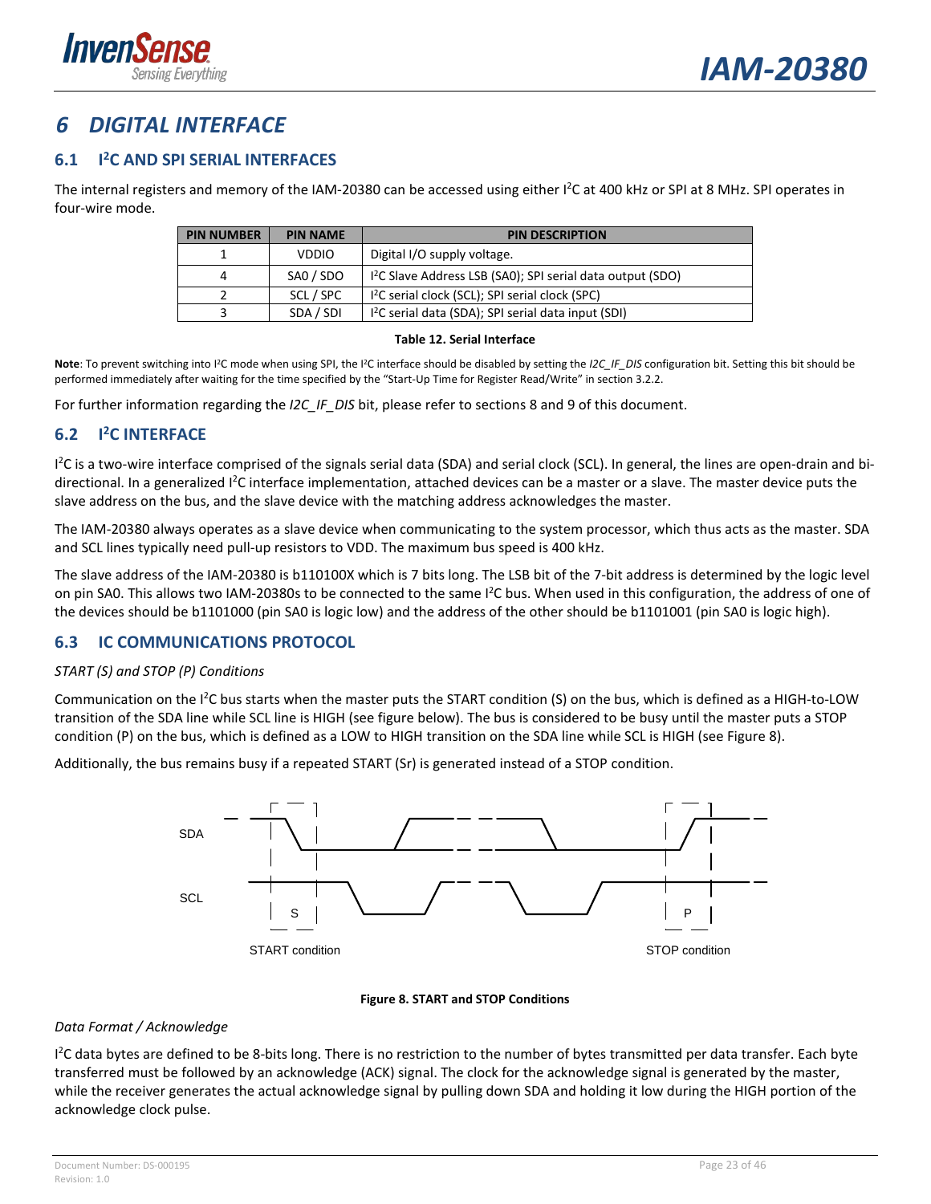# 6 DIGITAL INTERFACE

## 6.1 I²C AND SPI SERIAL INTERFACES

The internal registers and memory of the IAM-20380 can be accessed using either I²C at 400 kHz or SPI at 8 MHz. SPI operates in four-wire mode.

| PIN NUMBER | PIN NAME | PIN DESCRIPTION |
|---|---|---|
| 1 | VDDIO | Digital I/O supply voltage. |
| 4 | SA0 / SDO | I²C Slave Address LSB (SA0); SPI serial data output (SDO) |
| 2 | SCL / SPC | I²C serial clock (SCL); SPI serial clock (SPC) |
| 3 | SDA / SDI | I²C serial data (SDA); SPI serial data input (SDI) |

**Table 12. Serial Interface**

**Note**: To prevent switching into I²C mode when using SPI, the I²C interface should be disabled by setting the *I2C_IF_DIS* configuration bit. Setting this bit should be performed immediately after waiting for the time specified by the "Start-Up Time for Register Read/Write" in section 3.2.2.

For further information regarding the *I2C_IF_DIS* bit, please refer to sections 8 and 9 of this document.

## 6.2 I²C INTERFACE

I²C is a two-wire interface comprised of the signals serial data (SDA) and serial clock (SCL). In general, the lines are open-drain and bi-directional. In a generalized I²C interface implementation, attached devices can be a master or a slave. The master device puts the slave address on the bus, and the slave device with the matching address acknowledges the master.

The IAM-20380 always operates as a slave device when communicating to the system processor, which thus acts as the master. SDA and SCL lines typically need pull-up resistors to VDD. The maximum bus speed is 400 kHz.

The slave address of the IAM-20380 is b110100X which is 7 bits long. The LSB bit of the 7-bit address is determined by the logic level on pin SA0. This allows two IAM-20380s to be connected to the same I²C bus. When used in this configuration, the address of one of the devices should be b1101000 (pin SA0 is logic low) and the address of the other should be b1101001 (pin SA0 is logic high).

## 6.3 IC COMMUNICATIONS PROTOCOL

*START (S) and STOP (P) Conditions*

Communication on the I²C bus starts when the master puts the START condition (S) on the bus, which is defined as a HIGH-to-LOW transition of the SDA line while SCL line is HIGH (see figure below). The bus is considered to be busy until the master puts a STOP condition (P) on the bus, which is defined as a LOW to HIGH transition on the SDA line while SCL is HIGH (see Figure 8).

Additionally, the bus remains busy if a repeated START (Sr) is generated instead of a STOP condition.

**Figure 8. START and STOP Conditions**

*Data Format / Acknowledge*

I²C data bytes are defined to be 8-bits long. There is no restriction to the number of bytes transmitted per data transfer. Each byte transferred must be followed by an acknowledge (ACK) signal. The clock for the acknowledge signal is generated by the master, while the receiver generates the actual acknowledge signal by pulling down SDA and holding it low during the HIGH portion of the acknowledge clock pulse.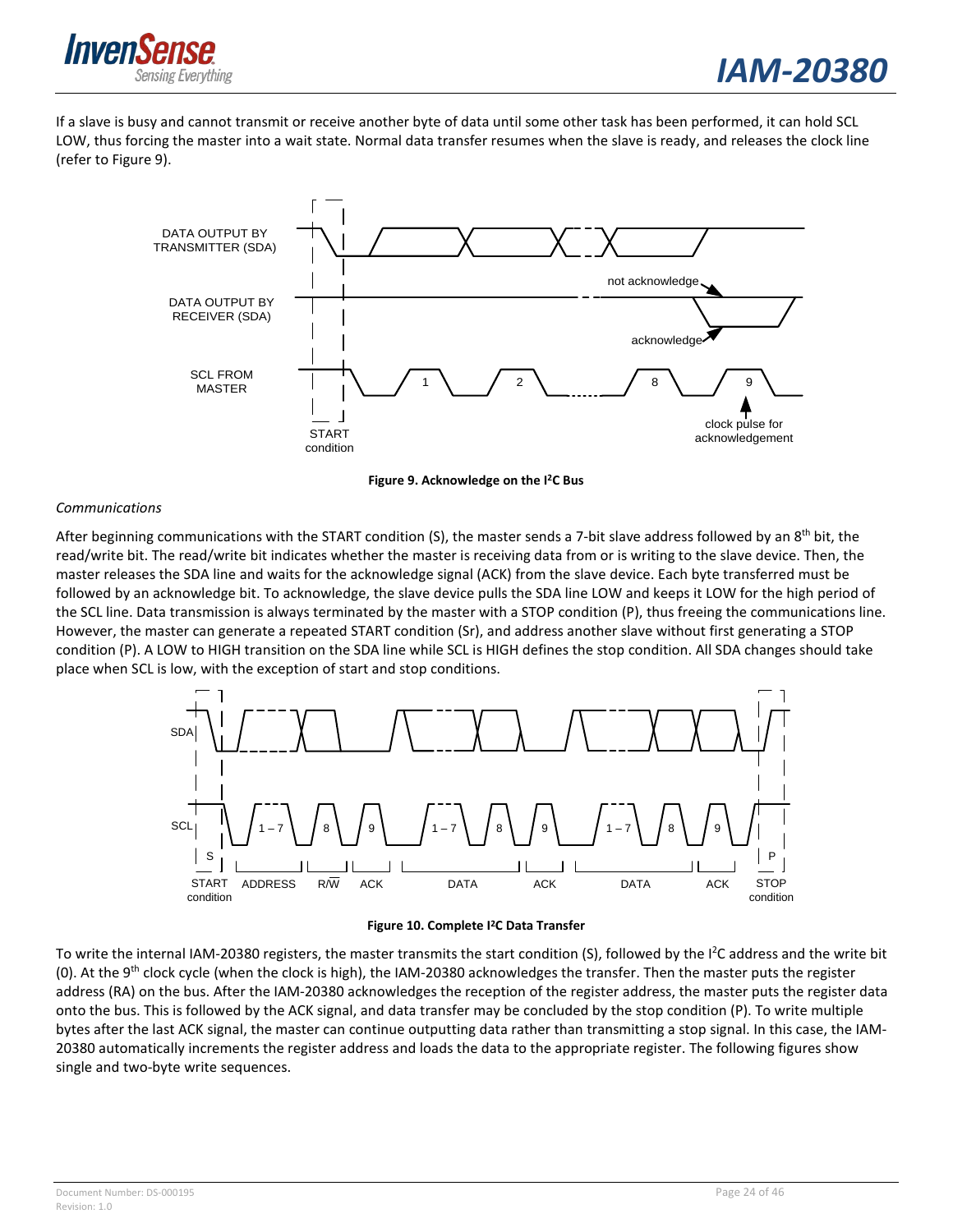If a slave is busy and cannot transmit or receive another byte of data until some other task has been performed, it can hold SCL LOW, thus forcing the master into a wait state. Normal data transfer resumes when the slave is ready, and releases the clock line (refer to Figure 9).

**Figure 9. Acknowledge on the I²C Bus**

*Communications*

After beginning communications with the START condition (S), the master sends a 7-bit slave address followed by an 8th bit, the read/write bit. The read/write bit indicates whether the master is receiving data from or is writing to the slave device. Then, the master releases the SDA line and waits for the acknowledge signal (ACK) from the slave device. Each byte transferred must be followed by an acknowledge bit. To acknowledge, the slave device pulls the SDA line LOW and keeps it LOW for the high period of the SCL line. Data transmission is always terminated by the master with a STOP condition (P), thus freeing the communications line. However, the master can generate a repeated START condition (Sr), and address another slave without first generating a STOP condition (P). A LOW to HIGH transition on the SDA line while SCL is HIGH defines the stop condition. All SDA changes should take place when SCL is low, with the exception of start and stop conditions.

**Figure 10. Complete I²C Data Transfer**

To write the internal IAM-20380 registers, the master transmits the start condition (S), followed by the I²C address and the write bit (0). At the 9th clock cycle (when the clock is high), the IAM-20380 acknowledges the transfer. Then the master puts the register address (RA) on the bus. After the IAM-20380 acknowledges the reception of the register address, the master puts the register data onto the bus. This is followed by the ACK signal, and data transfer may be concluded by the stop condition (P). To write multiple bytes after the last ACK signal, the master can continue outputting data rather than transmitting a stop signal. In this case, the IAM-20380 automatically increments the register address and loads the data to the appropriate register. The following figures show single and two-byte write sequences.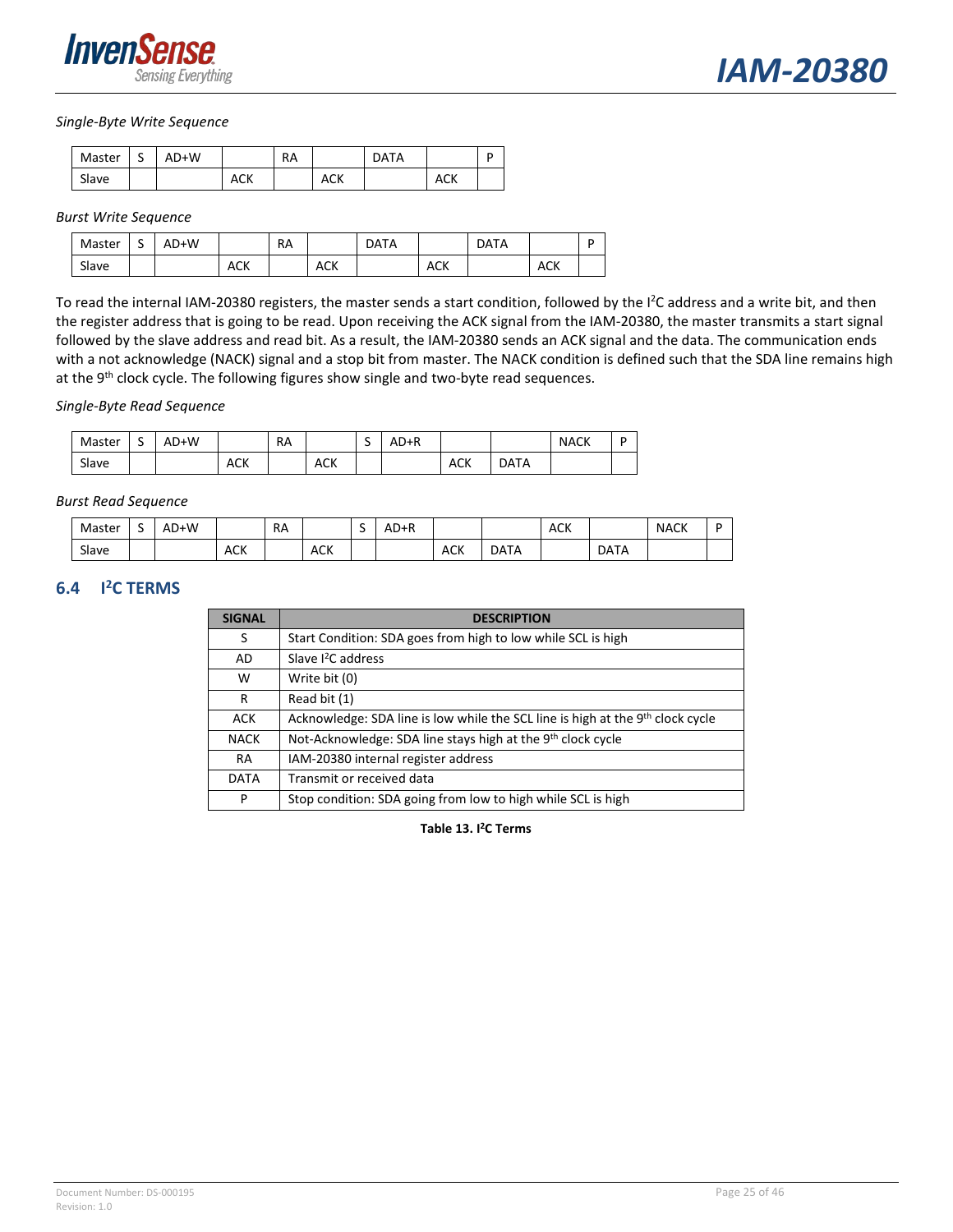*Single-Byte Write Sequence*

| Master | S | AD+W | | RA | | DATA | | P |
|---|---|---|---|---|---|---|---|---|
| Slave | | | ACK | | ACK | | ACK | |

*Burst Write Sequence*

| Master | S | AD+W | | RA | | DATA | | DATA | | P |
|---|---|---|---|---|---|---|---|---|---|---|
| Slave | | | ACK | | ACK | | ACK | | ACK | |

To read the internal IAM-20380 registers, the master sends a start condition, followed by the I²C address and a write bit, and then the register address that is going to be read. Upon receiving the ACK signal from the IAM-20380, the master transmits a start signal followed by the slave address and read bit. As a result, the IAM-20380 sends an ACK signal and the data. The communication ends with a not acknowledge (NACK) signal and a stop bit from master. The NACK condition is defined such that the SDA line remains high at the 9th clock cycle. The following figures show single and two-byte read sequences.

*Single-Byte Read Sequence*

| Master | S | AD+W | | RA | | S | AD+R | | | NACK | P |
|---|---|---|---|---|---|---|---|---|---|---|---|
| Slave | | | ACK | | ACK | | | ACK | DATA | | |

*Burst Read Sequence*

| Master | S | AD+W | | RA | | S | AD+R | | | ACK | | NACK | P |
|---|---|---|---|---|---|---|---|---|---|---|---|---|---|
| Slave | | | ACK | | ACK | | | ACK | DATA | | DATA | | |

## 6.4 I²C TERMS

| SIGNAL | DESCRIPTION |
|---|---|
| S | Start Condition: SDA goes from high to low while SCL is high |
| AD | Slave I²C address |
| W | Write bit (0) |
| R | Read bit (1) |
| ACK | Acknowledge: SDA line is low while the SCL line is high at the 9th clock cycle |
| NACK | Not-Acknowledge: SDA line stays high at the 9th clock cycle |
| RA | IAM-20380 internal register address |
| DATA | Transmit or received data |
| P | Stop condition: SDA going from low to high while SCL is high |

**Table 13. I²C Terms**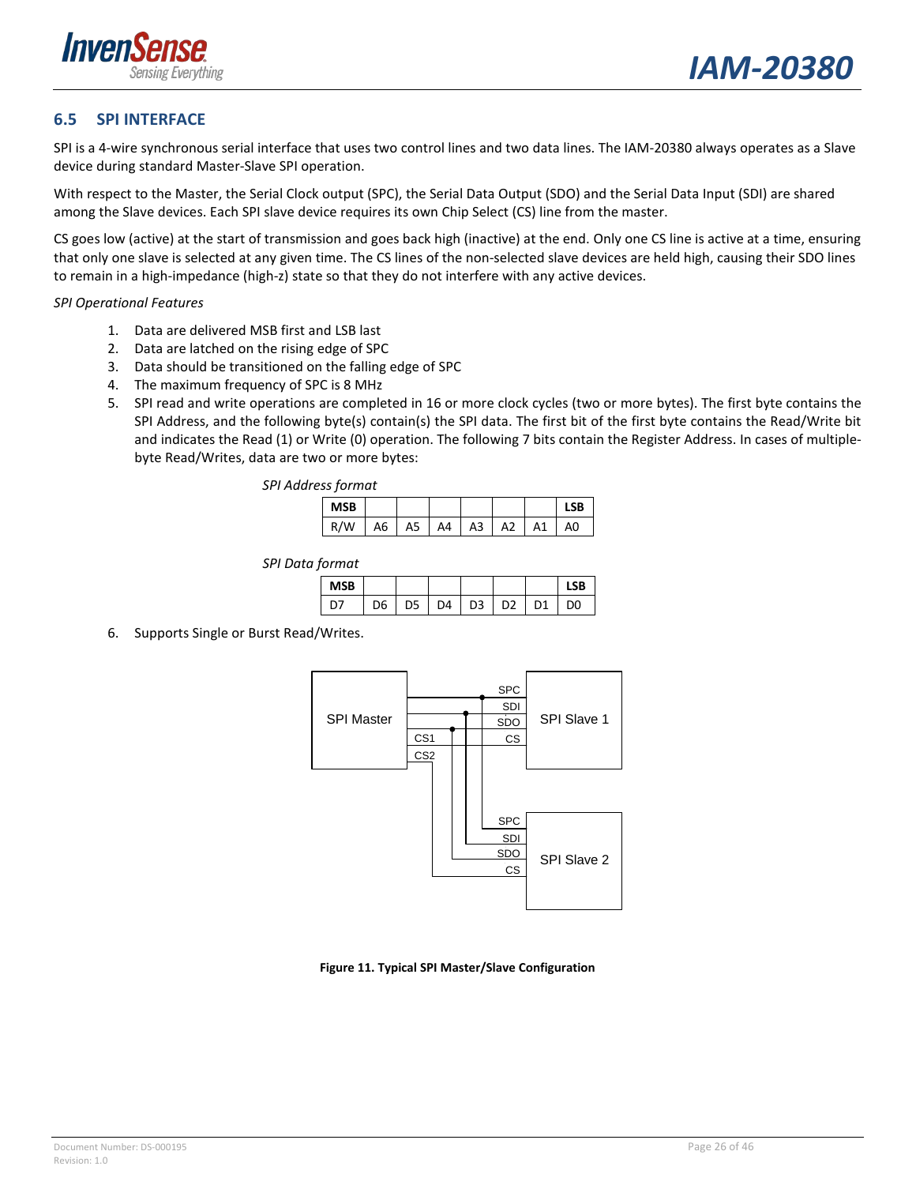## 6.5 SPI INTERFACE

SPI is a 4-wire synchronous serial interface that uses two control lines and two data lines. The IAM-20380 always operates as a Slave device during standard Master-Slave SPI operation.

With respect to the Master, the Serial Clock output (SPC), the Serial Data Output (SDO) and the Serial Data Input (SDI) are shared among the Slave devices. Each SPI slave device requires its own Chip Select (CS) line from the master.

CS goes low (active) at the start of transmission and goes back high (inactive) at the end. Only one CS line is active at a time, ensuring that only one slave is selected at any given time. The CS lines of the non-selected slave devices are held high, causing their SDO lines to remain in a high-impedance (high-z) state so that they do not interfere with any active devices.

*SPI Operational Features*

1. Data are delivered MSB first and LSB last
2. Data are latched on the rising edge of SPC
3. Data should be transitioned on the falling edge of SPC
4. The maximum frequency of SPC is 8 MHz
5. SPI read and write operations are completed in 16 or more clock cycles (two or more bytes). The first byte contains the SPI Address, and the following byte(s) contain(s) the SPI data. The first bit of the first byte contains the Read/Write bit and indicates the Read (1) or Write (0) operation. The following 7 bits contain the Register Address. In cases of multiple-byte Read/Writes, data are two or more bytes:

   *SPI Address format*

   | MSB | | | | | | | LSB |
   |---|---|---|---|---|---|---|---|
   | R/W | A6 | A5 | A4 | A3 | A2 | A1 | A0 |

   *SPI Data format*

   | MSB | | | | | | | LSB |
   |---|---|---|---|---|---|---|---|
   | D7 | D6 | D5 | D4 | D3 | D2 | D1 | D0 |

6. Supports Single or Burst Read/Writes.

**Figure 11. Typical SPI Master/Slave Configuration**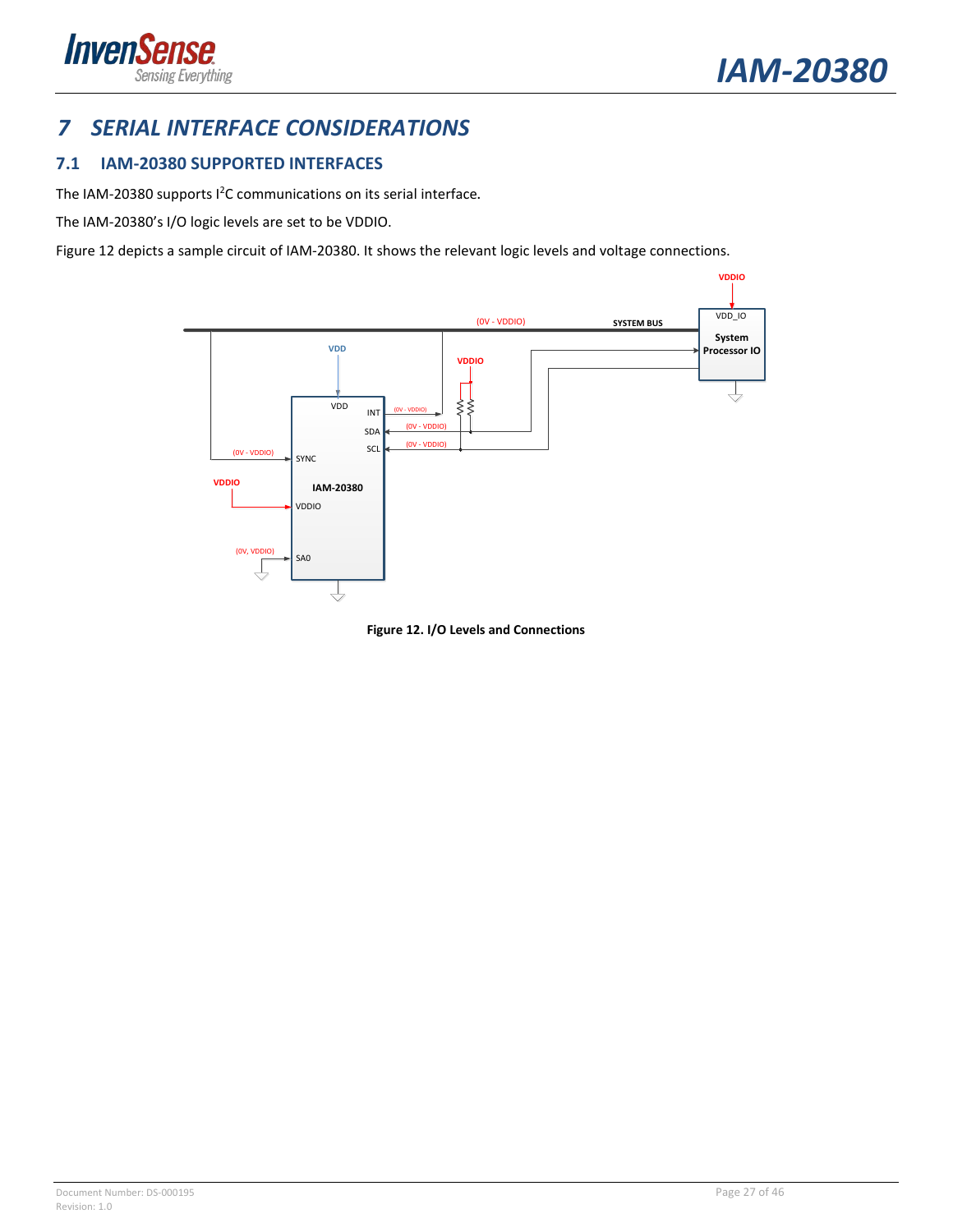// 7 SERIAL INTERFACE CONSIDERATIONS

## 7.1 IAM-20380 SUPPORTED INTERFACES

The IAM-20380 supports I²C communications on its serial interface.

The IAM-20380's I/O logic levels are set to be VDDIO.

Figure 12 depicts a sample circuit of IAM-20380. It shows the relevant logic levels and voltage connections.

**Figure 12. I/O Levels and Connections**

# 7 SERIAL INTERFACE CONSIDERATIONS

## 7.1 IAM-20380 SUPPORTED INTERFACES

The IAM-20380 supports I²C communications on its serial interface.

The IAM-20380's I/O logic levels are set to be VDDIO.

Figure 12 depicts a sample circuit of IAM-20380. It shows the relevant logic levels and voltage connections.

**Figure 12. I/O Levels and Connections**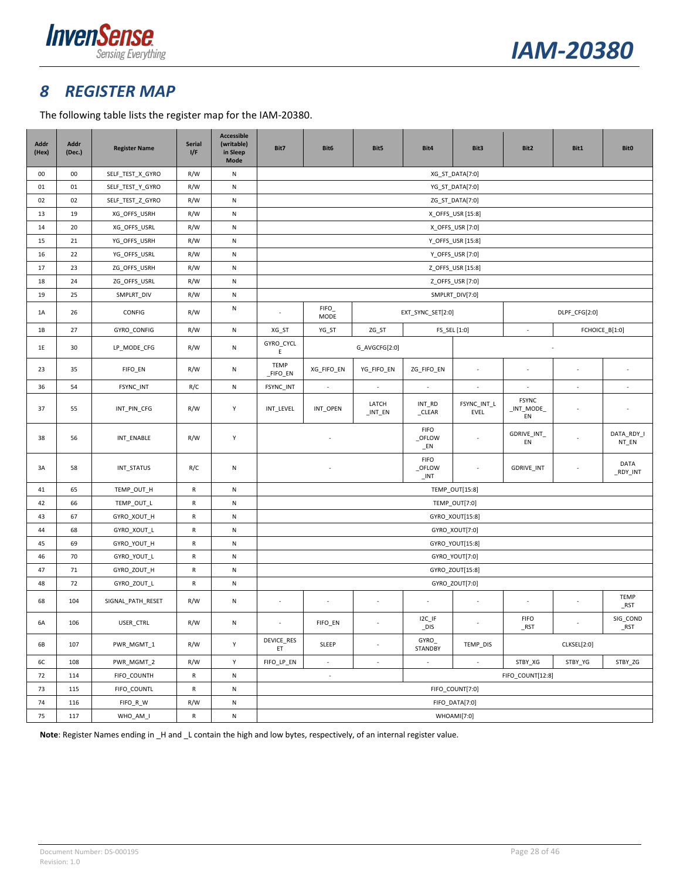# 8 REGISTER MAP

The following table lists the register map for the IAM-20380.

| Addr (Hex) | Addr (Dec.) | Register Name | Serial I/F | Accessible (writable) in Sleep Mode | Bit7 | Bit6 | Bit5 | Bit4 | Bit3 | Bit2 | Bit1 | Bit0 |
|---|---|---|---|---|---|---|---|---|---|---|---|---|
| 00 | 00 | SELF_TEST_X_GYRO | R/W | N | XG_ST_DATA[7:0] | | | | | | | |
| 01 | 01 | SELF_TEST_Y_GYRO | R/W | N | YG_ST_DATA[7:0] | | | | | | | |
| 02 | 02 | SELF_TEST_Z_GYRO | R/W | N | ZG_ST_DATA[7:0] | | | | | | | |
| 13 | 19 | XG_OFFS_USRH | R/W | N | X_OFFS_USR [15:8] | | | | | | | |
| 14 | 20 | XG_OFFS_USRL | R/W | N | X_OFFS_USR [7:0] | | | | | | | |
| 15 | 21 | YG_OFFS_USRH | R/W | N | Y_OFFS_USR [15:8] | | | | | | | |
| 16 | 22 | YG_OFFS_USRL | R/W | N | Y_OFFS_USR [7:0] | | | | | | | |
| 17 | 23 | ZG_OFFS_USRH | R/W | N | Z_OFFS_USR [15:8] | | | | | | | |
| 18 | 24 | ZG_OFFS_USRL | R/W | N | Z_OFFS_USR [7:0] | | | | | | | |
| 19 | 25 | SMPLRT_DIV | R/W | N | SMPLRT_DIV[7:0] | | | | | | | |
| 1A | 26 | CONFIG | R/W | N | - | FIFO_MODE | EXT_SYNC_SET[2:0] | | | DLPF_CFG[2:0] | | |
| 1B | 27 | GYRO_CONFIG | R/W | N | XG_ST | YG_ST | ZG_ST | FS_SEL [1:0] | | - | FCHOICE_B[1:0] | |
| 1E | 30 | LP_MODE_CFG | R/W | N | GYRO_CYCLE | G_AVGCFG[2:0] | | | - | | | |
| 23 | 35 | FIFO_EN | R/W | N | TEMP_FIFO_EN | XG_FIFO_EN | YG_FIFO_EN | ZG_FIFO_EN | - | - | - | - |
| 36 | 54 | FSYNC_INT | R/C | N | FSYNC_INT | - | - | - | - | - | - | - |
| 37 | 55 | INT_PIN_CFG | R/W | Y | INT_LEVEL | INT_OPEN | LATCH_INT_EN | INT_RD_CLEAR | FSYNC_INT_LEVEL | FSYNC_INT_MODE_EN | - | - |
| 38 | 56 | INT_ENABLE | R/W | Y | - | | | FIFO_OFLOW_EN | - | GDRIVE_INT_EN | - | DATA_RDY_INT_EN |
| 3A | 58 | INT_STATUS | R/C | N | - | | | FIFO_OFLOW_INT | - | GDRIVE_INT | - | DATA_RDY_INT |
| 41 | 65 | TEMP_OUT_H | R | N | TEMP_OUT[15:8] | | | | | | | |
| 42 | 66 | TEMP_OUT_L | R | N | TEMP_OUT[7:0] | | | | | | | |
| 43 | 67 | GYRO_XOUT_H | R | N | GYRO_XOUT[15:8] | | | | | | | |
| 44 | 68 | GYRO_XOUT_L | R | N | GYRO_XOUT[7:0] | | | | | | | |
| 45 | 69 | GYRO_YOUT_H | R | N | GYRO_YOUT[15:8] | | | | | | | |
| 46 | 70 | GYRO_YOUT_L | R | N | GYRO_YOUT[7:0] | | | | | | | |
| 47 | 71 | GYRO_ZOUT_H | R | N | GYRO_ZOUT[15:8] | | | | | | | |
| 48 | 72 | GYRO_ZOUT_L | R | N | GYRO_ZOUT[7:0] | | | | | | | |
| 68 | 104 | SIGNAL_PATH_RESET | R/W | N | - | - | - | - | - | - | - | TEMP_RST |
| 6A | 106 | USER_CTRL | R/W | N | - | FIFO_EN | - | I2C_IF_DIS | - | FIFO_RST | - | SIG_COND_RST |
| 6B | 107 | PWR_MGMT_1 | R/W | Y | DEVICE_RESET | SLEEP | - | GYRO_STANDBY | TEMP_DIS | CLKSEL[2:0] | | |
| 6C | 108 | PWR_MGMT_2 | R/W | Y | FIFO_LP_EN | - | - | - | - | STBY_XG | STBY_YG | STBY_ZG |
| 72 | 114 | FIFO_COUNTH | R | N | - | | | FIFO_COUNT[12:8] | | | | |
| 73 | 115 | FIFO_COUNTL | R | N | FIFO_COUNT[7:0] | | | | | | | |
| 74 | 116 | FIFO_R_W | R/W | N | FIFO_DATA[7:0] | | | | | | | |
| 75 | 117 | WHO_AM_I | R | N | WHOAMI[7:0] | | | | | | | |

**Note**: Register Names ending in _H and _L contain the high and low bytes, respectively, of an internal register value.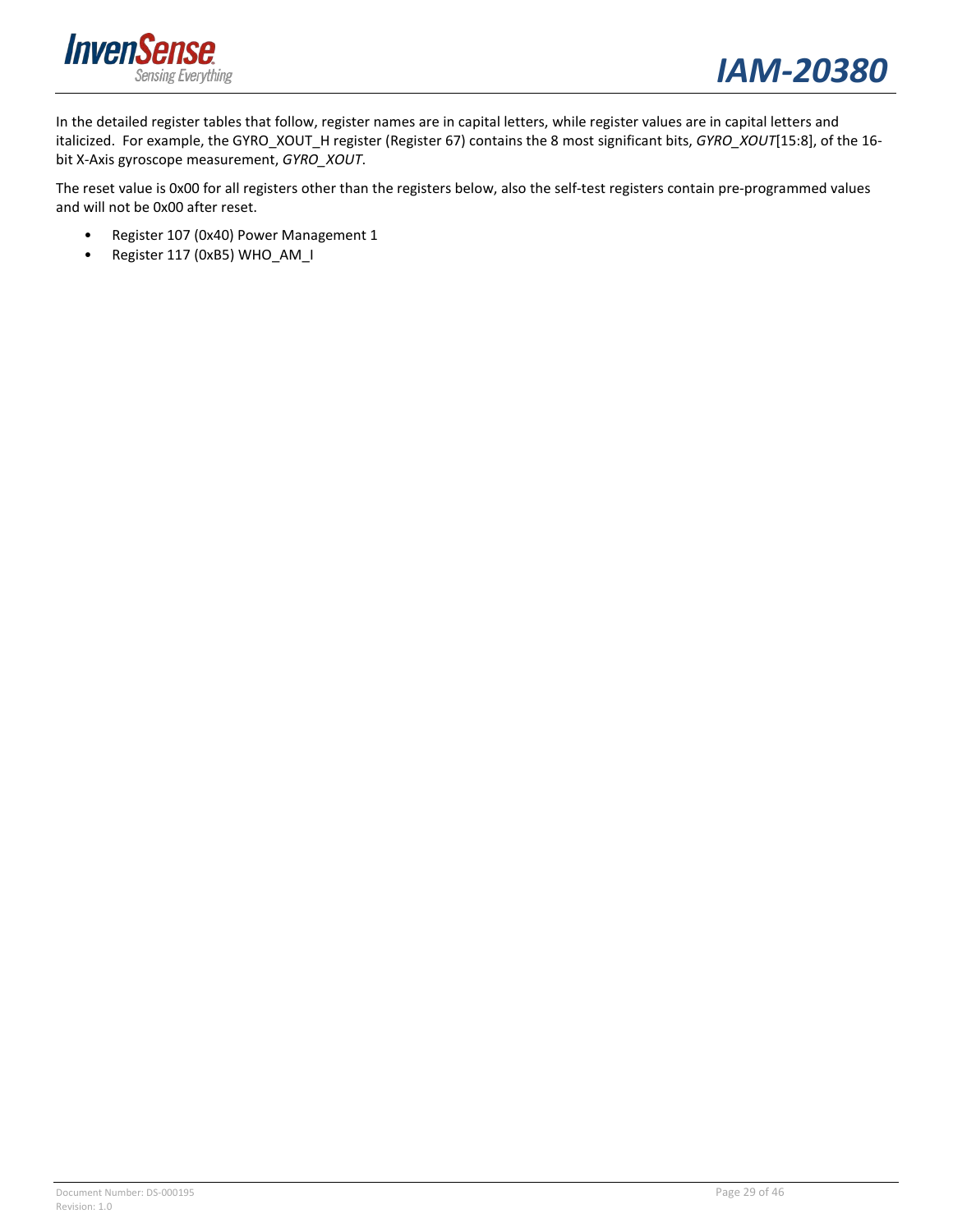In the detailed register tables that follow, register names are in capital letters, while register values are in capital letters and italicized. For example, the GYRO_XOUT_H register (Register 67) contains the 8 most significant bits, *GYRO_XOUT*[15:8], of the 16-bit X-Axis gyroscope measurement, *GYRO_XOUT*.

The reset value is 0x00 for all registers other than the registers below, also the self-test registers contain pre-programmed values and will not be 0x00 after reset.

- Register 107 (0x40) Power Management 1
- Register 117 (0xB5) WHO_AM_I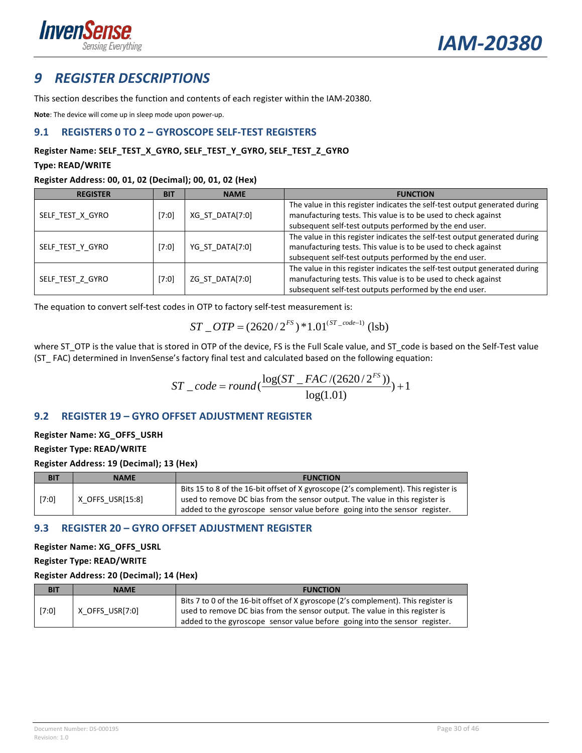# 9 REGISTER DESCRIPTIONS

This section describes the function and contents of each register within the IAM-20380.

**Note**: The device will come up in sleep mode upon power-up.

## 9.1 REGISTERS 0 TO 2 – GYROSCOPE SELF-TEST REGISTERS

**Register Name: SELF_TEST_X_GYRO, SELF_TEST_Y_GYRO, SELF_TEST_Z_GYRO**

**Type: READ/WRITE**

**Register Address: 00, 01, 02 (Decimal); 00, 01, 02 (Hex)**

| REGISTER | BIT | NAME | FUNCTION |
|---|---|---|---|
| SELF_TEST_X_GYRO | [7:0] | XG_ST_DATA[7:0] | The value in this register indicates the self-test output generated during manufacturing tests. This value is to be used to check against subsequent self-test outputs performed by the end user. |
| SELF_TEST_Y_GYRO | [7:0] | YG_ST_DATA[7:0] | The value in this register indicates the self-test output generated during manufacturing tests. This value is to be used to check against subsequent self-test outputs performed by the end user. |
| SELF_TEST_Z_GYRO | [7:0] | ZG_ST_DATA[7:0] | The value in this register indicates the self-test output generated during manufacturing tests. This value is to be used to check against subsequent self-test outputs performed by the end user. |

The equation to convert self-test codes in OTP to factory self-test measurement is:

$$ST\_OTP = (2620 / 2^{FS}) * 1.01^{(ST\_code - 1)} \text{ (lsb)}$$

where ST_OTP is the value that is stored in OTP of the device, FS is the Full Scale value, and ST_code is based on the Self-Test value (ST_ FAC) determined in InvenSense's factory final test and calculated based on the following equation:

$$ST\_code = round\left(\frac{\log(ST\_FAC / (2620 / 2^{FS}))}{\log(1.01)}\right) + 1$$

## 9.2 REGISTER 19 – GYRO OFFSET ADJUSTMENT REGISTER

**Register Name: XG_OFFS_USRH**

**Register Type: READ/WRITE**

**Register Address: 19 (Decimal); 13 (Hex)**

| BIT | NAME | FUNCTION |
|---|---|---|
| [7:0] | X_OFFS_USR[15:8] | Bits 15 to 8 of the 16-bit offset of X gyroscope (2's complement). This register is used to remove DC bias from the sensor output. The value in this register is added to the gyroscope sensor value before going into the sensor register. |

## 9.3 REGISTER 20 – GYRO OFFSET ADJUSTMENT REGISTER

**Register Name: XG_OFFS_USRL**

**Register Type: READ/WRITE**

**Register Address: 20 (Decimal); 14 (Hex)**

| BIT | NAME | FUNCTION |
|---|---|---|
| [7:0] | X_OFFS_USR[7:0] | Bits 7 to 0 of the 16-bit offset of X gyroscope (2's complement). This register is used to remove DC bias from the sensor output. The value in this register is added to the gyroscope sensor value before going into the sensor register. |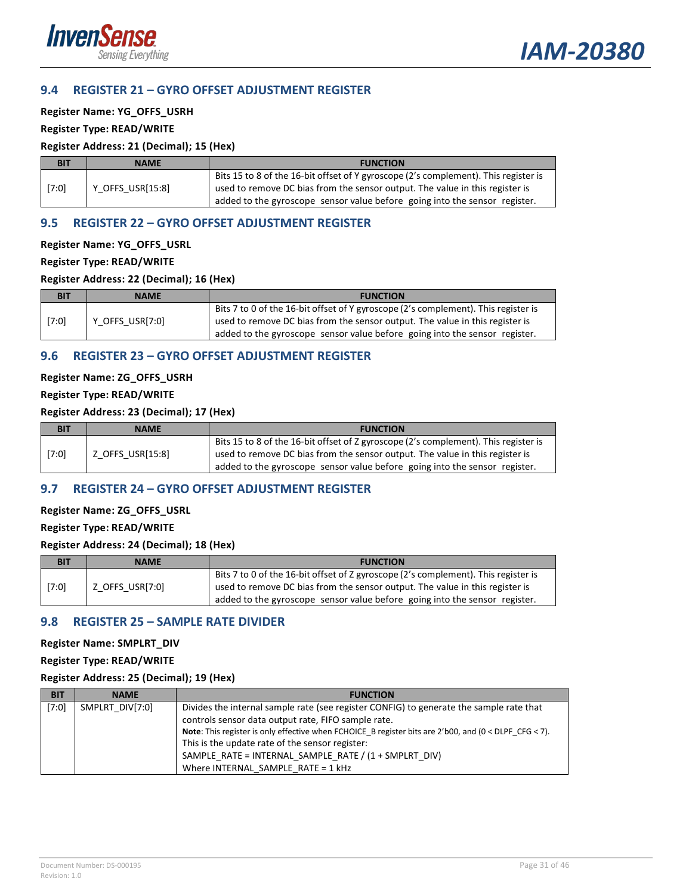## 9.4 REGISTER 21 – GYRO OFFSET ADJUSTMENT REGISTER

**Register Name: YG_OFFS_USRH**

**Register Type: READ/WRITE**

**Register Address: 21 (Decimal); 15 (Hex)**

| BIT | NAME | FUNCTION |
|---|---|---|
| [7:0] | Y_OFFS_USR[15:8] | Bits 15 to 8 of the 16-bit offset of Y gyroscope (2's complement). This register is used to remove DC bias from the sensor output. The value in this register is added to the gyroscope sensor value before going into the sensor register. |

## 9.5 REGISTER 22 – GYRO OFFSET ADJUSTMENT REGISTER

**Register Name: YG_OFFS_USRL**

**Register Type: READ/WRITE**

**Register Address: 22 (Decimal); 16 (Hex)**

| BIT | NAME | FUNCTION |
|---|---|---|
| [7:0] | Y_OFFS_USR[7:0] | Bits 7 to 0 of the 16-bit offset of Y gyroscope (2's complement). This register is used to remove DC bias from the sensor output. The value in this register is added to the gyroscope sensor value before going into the sensor register. |

## 9.6 REGISTER 23 – GYRO OFFSET ADJUSTMENT REGISTER

**Register Name: ZG_OFFS_USRH**

**Register Type: READ/WRITE**

**Register Address: 23 (Decimal); 17 (Hex)**

| BIT | NAME | FUNCTION |
|---|---|---|
| [7:0] | Z_OFFS_USR[15:8] | Bits 15 to 8 of the 16-bit offset of Z gyroscope (2's complement). This register is used to remove DC bias from the sensor output. The value in this register is added to the gyroscope sensor value before going into the sensor register. |

## 9.7 REGISTER 24 – GYRO OFFSET ADJUSTMENT REGISTER

**Register Name: ZG_OFFS_USRL**

**Register Type: READ/WRITE**

**Register Address: 24 (Decimal); 18 (Hex)**

| BIT | NAME | FUNCTION |
|---|---|---|
| [7:0] | Z_OFFS_USR[7:0] | Bits 7 to 0 of the 16-bit offset of Z gyroscope (2's complement). This register is used to remove DC bias from the sensor output. The value in this register is added to the gyroscope sensor value before going into the sensor register. |

## 9.8 REGISTER 25 – SAMPLE RATE DIVIDER

**Register Name: SMPLRT_DIV**

**Register Type: READ/WRITE**

**Register Address: 25 (Decimal); 19 (Hex)**

| BIT | NAME | FUNCTION |
|---|---|---|
| [7:0] | SMPLRT_DIV[7:0] | Divides the internal sample rate (see register CONFIG) to generate the sample rate that controls sensor data output rate, FIFO sample rate.<br>**Note**: This register is only effective when FCHOICE_B register bits are 2'b00, and (0 < DLPF_CFG < 7).<br>This is the update rate of the sensor register:<br>SAMPLE_RATE = INTERNAL_SAMPLE_RATE / (1 + SMPLRT_DIV)<br>Where INTERNAL_SAMPLE_RATE = 1 kHz |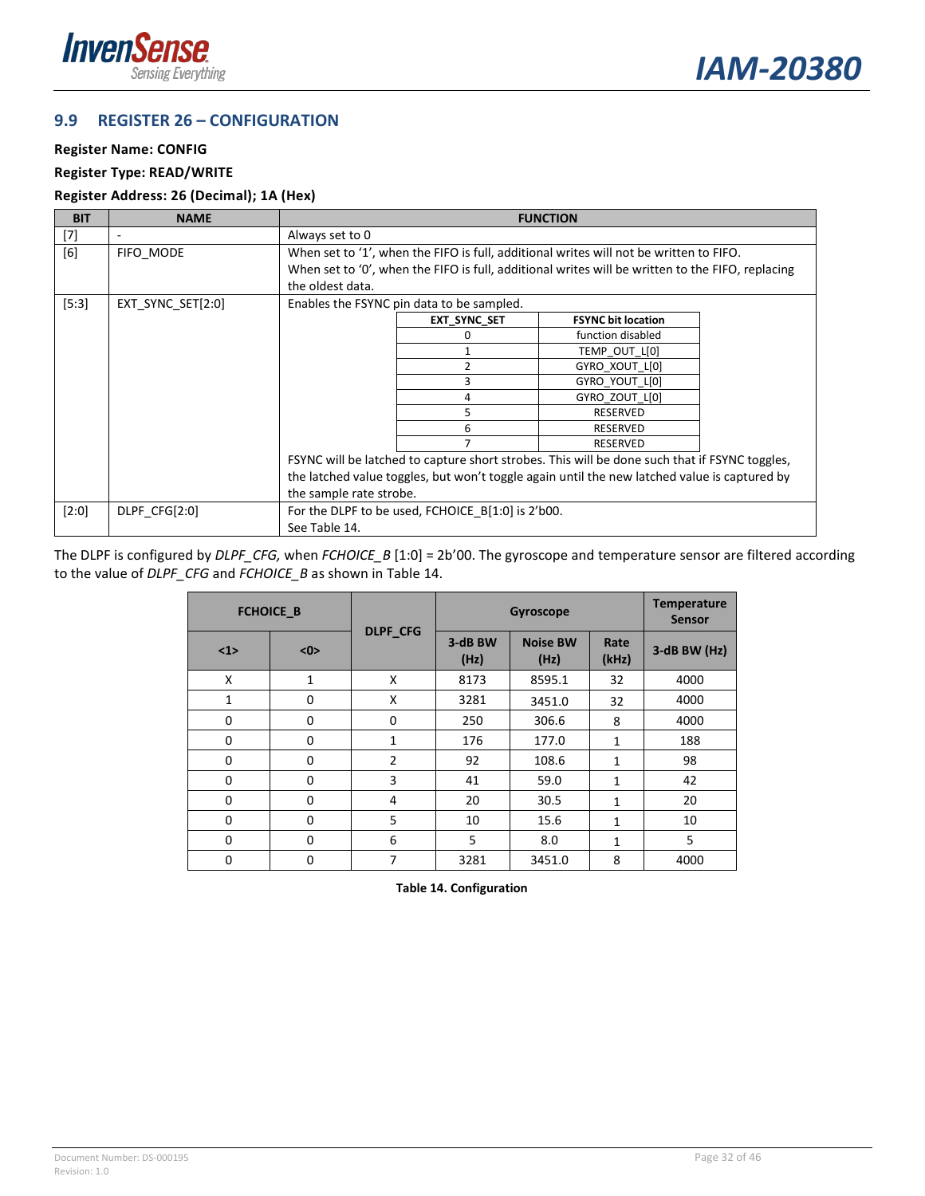## 9.9 REGISTER 26 – CONFIGURATION

**Register Name: CONFIG**

**Register Type: READ/WRITE**

**Register Address: 26 (Decimal); 1A (Hex)**

| BIT | NAME | FUNCTION |
|---|---|---|
| [7] | - | Always set to 0 |
| [6] | FIFO_MODE | When set to '1', when the FIFO is full, additional writes will not be written to FIFO. When set to '0', when the FIFO is full, additional writes will be written to the FIFO, replacing the oldest data. |
| [5:3] | EXT_SYNC_SET[2:0] | Enables the FSYNC pin data to be sampled. (see EXT_SYNC_SET table below) FSYNC will be latched to capture short strobes. This will be done such that if FSYNC toggles, the latched value toggles, but won't toggle again until the new latched value is captured by the sample rate strobe. |
| [2:0] | DLPF_CFG[2:0] | For the DLPF to be used, FCHOICE_B[1:0] is 2'b00. See Table 14. |

| EXT_SYNC_SET | FSYNC bit location |
|---|---|
| 0 | function disabled |
| 1 | TEMP_OUT_L[0] |
| 2 | GYRO_XOUT_L[0] |
| 3 | GYRO_YOUT_L[0] |
| 4 | GYRO_ZOUT_L[0] |
| 5 | RESERVED |
| 6 | RESERVED |
| 7 | RESERVED |

The DLPF is configured by *DLPF_CFG,* when *FCHOICE_B* [1:0] = 2b'00. The gyroscope and temperature sensor are filtered according to the value of *DLPF_CFG* and *FCHOICE_B* as shown in Table 14.

| FCHOICE_B | | DLPF_CFG | Gyroscope | | | Temperature Sensor |
|---|---|---|---|---|---|---|
| <1> | <0> | | 3-dB BW (Hz) | Noise BW (Hz) | Rate (kHz) | 3-dB BW (Hz) |
| X | 1 | X | 8173 | 8595.1 | 32 | 4000 |
| 1 | 0 | X | 3281 | 3451.0 | 32 | 4000 |
| 0 | 0 | 0 | 250 | 306.6 | 8 | 4000 |
| 0 | 0 | 1 | 176 | 177.0 | 1 | 188 |
| 0 | 0 | 2 | 92 | 108.6 | 1 | 98 |
| 0 | 0 | 3 | 41 | 59.0 | 1 | 42 |
| 0 | 0 | 4 | 20 | 30.5 | 1 | 20 |
| 0 | 0 | 5 | 10 | 15.6 | 1 | 10 |
| 0 | 0 | 6 | 5 | 8.0 | 1 | 5 |
| 0 | 0 | 7 | 3281 | 3451.0 | 8 | 4000 |

**Table 14. Configuration**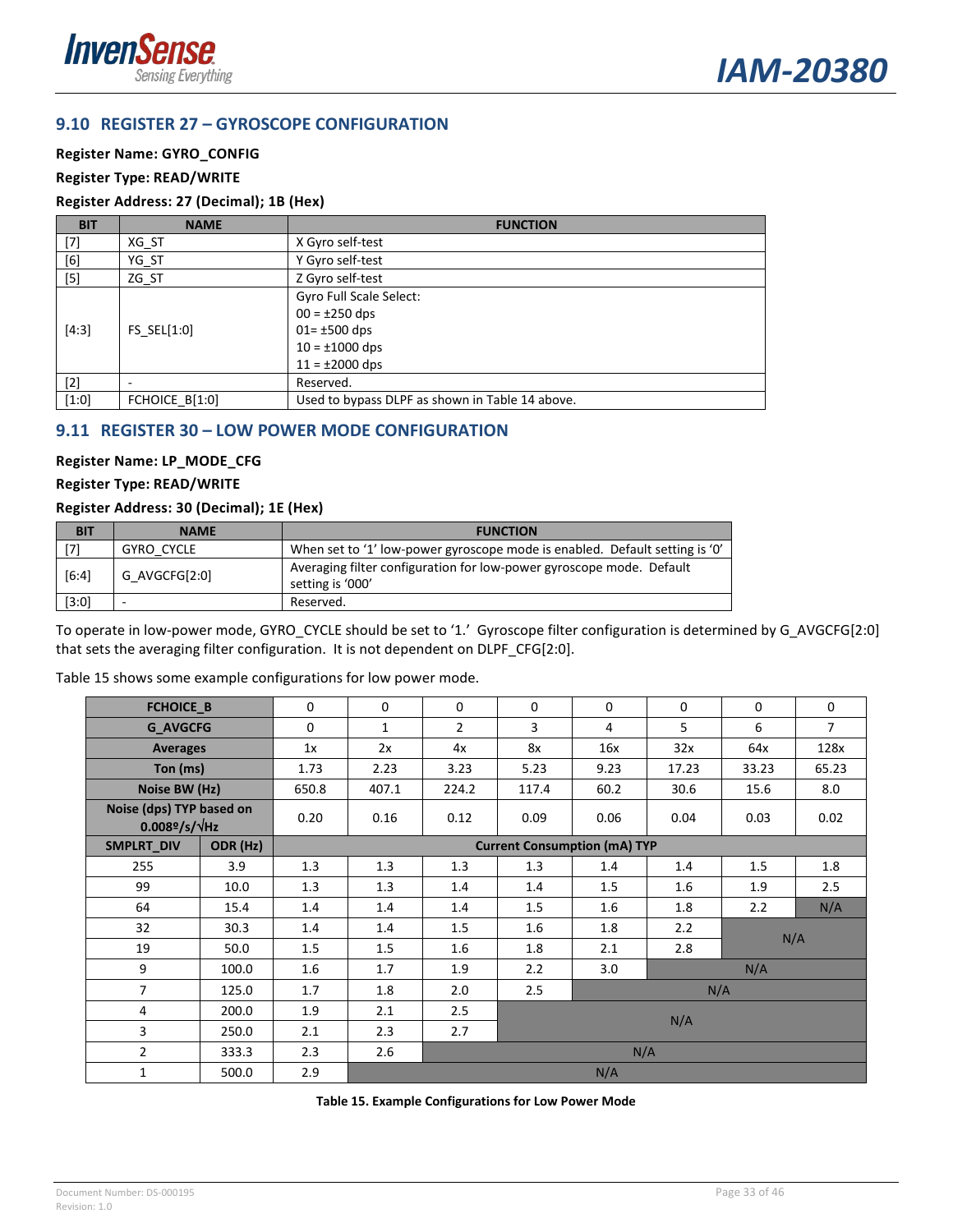## 9.10 REGISTER 27 – GYROSCOPE CONFIGURATION

**Register Name: GYRO_CONFIG**

**Register Type: READ/WRITE**

**Register Address: 27 (Decimal); 1B (Hex)**

| BIT | NAME | FUNCTION |
|---|---|---|
| [7] | XG_ST | X Gyro self-test |
| [6] | YG_ST | Y Gyro self-test |
| [5] | ZG_ST | Z Gyro self-test |
| [4:3] | FS_SEL[1:0] | Gyro Full Scale Select:<br>00 = ±250 dps<br>01= ±500 dps<br>10 = ±1000 dps<br>11 = ±2000 dps |
| [2] | - | Reserved. |
| [1:0] | FCHOICE_B[1:0] | Used to bypass DLPF as shown in Table 14 above. |

## 9.11 REGISTER 30 – LOW POWER MODE CONFIGURATION

**Register Name: LP_MODE_CFG**

**Register Type: READ/WRITE**

**Register Address: 30 (Decimal); 1E (Hex)**

| BIT | NAME | FUNCTION |
|---|---|---|
| [7] | GYRO_CYCLE | When set to '1' low-power gyroscope mode is enabled. Default setting is '0' |
| [6:4] | G_AVGCFG[2:0] | Averaging filter configuration for low-power gyroscope mode. Default setting is '000' |
| [3:0] | - | Reserved. |

To operate in low-power mode, GYRO_CYCLE should be set to '1.' Gyroscope filter configuration is determined by G_AVGCFG[2:0] that sets the averaging filter configuration. It is not dependent on DLPF_CFG[2:0].

Table 15 shows some example configurations for low power mode.

| FCHOICE_B | | 0 | 0 | 0 | 0 | 0 | 0 | 0 | 0 |
|---|---|---|---|---|---|---|---|---|---|
| G_AVGCFG | | 0 | 1 | 2 | 3 | 4 | 5 | 6 | 7 |
| Averages | | 1x | 2x | 4x | 8x | 16x | 32x | 64x | 128x |
| Ton (ms) | | 1.73 | 2.23 | 3.23 | 5.23 | 9.23 | 17.23 | 33.23 | 65.23 |
| Noise BW (Hz) | | 650.8 | 407.1 | 224.2 | 117.4 | 60.2 | 30.6 | 15.6 | 8.0 |
| Noise (dps) TYP based on 0.008º/s/√Hz | | 0.20 | 0.16 | 0.12 | 0.09 | 0.06 | 0.04 | 0.03 | 0.02 |
| SMPLRT_DIV | ODR (Hz) | Current Consumption (mA) TYP | | | | | | | |
| 255 | 3.9 | 1.3 | 1.3 | 1.3 | 1.3 | 1.4 | 1.4 | 1.5 | 1.8 |
| 99 | 10.0 | 1.3 | 1.3 | 1.4 | 1.4 | 1.5 | 1.6 | 1.9 | 2.5 |
| 64 | 15.4 | 1.4 | 1.4 | 1.4 | 1.5 | 1.6 | 1.8 | 2.2 | N/A |
| 32 | 30.3 | 1.4 | 1.4 | 1.5 | 1.6 | 1.8 | 2.2 | N/A | |
| 19 | 50.0 | 1.5 | 1.5 | 1.6 | 1.8 | 2.1 | 2.8 | | |
| 9 | 100.0 | 1.6 | 1.7 | 1.9 | 2.2 | 3.0 | N/A | | |
| 7 | 125.0 | 1.7 | 1.8 | 2.0 | 2.5 | N/A | | | |
| 4 | 200.0 | 1.9 | 2.1 | 2.5 | N/A | | | | |
| 3 | 250.0 | 2.1 | 2.3 | 2.7 | | | | | |
| 2 | 333.3 | 2.3 | 2.6 | N/A | | | | | |
| 1 | 500.0 | 2.9 | N/A | | | | | | |

**Table 15. Example Configurations for Low Power Mode**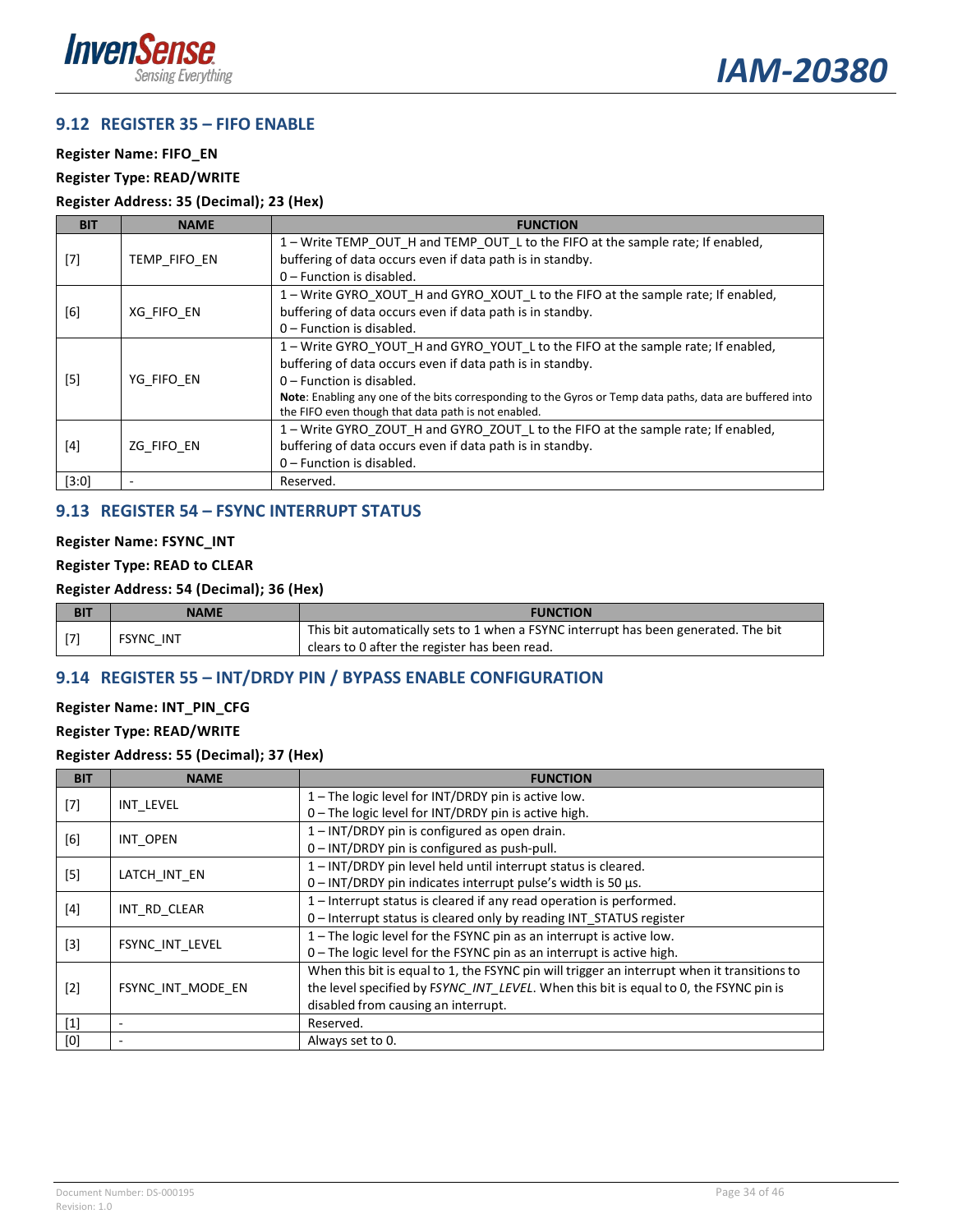## 9.12 REGISTER 35 – FIFO ENABLE

**Register Name: FIFO_EN**

**Register Type: READ/WRITE**

**Register Address: 35 (Decimal); 23 (Hex)**

| BIT | NAME | FUNCTION |
|---|---|---|
| [7] | TEMP_FIFO_EN | 1 – Write TEMP_OUT_H and TEMP_OUT_L to the FIFO at the sample rate; If enabled, buffering of data occurs even if data path is in standby.<br>0 – Function is disabled. |
| [6] | XG_FIFO_EN | 1 – Write GYRO_XOUT_H and GYRO_XOUT_L to the FIFO at the sample rate; If enabled, buffering of data occurs even if data path is in standby.<br>0 – Function is disabled. |
| [5] | YG_FIFO_EN | 1 – Write GYRO_YOUT_H and GYRO_YOUT_L to the FIFO at the sample rate; If enabled, buffering of data occurs even if data path is in standby.<br>0 – Function is disabled.<br>**Note**: Enabling any one of the bits corresponding to the Gyros or Temp data paths, data are buffered into the FIFO even though that data path is not enabled. |
| [4] | ZG_FIFO_EN | 1 – Write GYRO_ZOUT_H and GYRO_ZOUT_L to the FIFO at the sample rate; If enabled, buffering of data occurs even if data path is in standby.<br>0 – Function is disabled. |
| [3:0] | - | Reserved. |

## 9.13 REGISTER 54 – FSYNC INTERRUPT STATUS

**Register Name: FSYNC_INT**

**Register Type: READ to CLEAR**

**Register Address: 54 (Decimal); 36 (Hex)**

| BIT | NAME | FUNCTION |
|---|---|---|
| [7] | FSYNC_INT | This bit automatically sets to 1 when a FSYNC interrupt has been generated. The bit clears to 0 after the register has been read. |

## 9.14 REGISTER 55 – INT/DRDY PIN / BYPASS ENABLE CONFIGURATION

**Register Name: INT_PIN_CFG**

**Register Type: READ/WRITE**

**Register Address: 55 (Decimal); 37 (Hex)**

| BIT | NAME | FUNCTION |
|---|---|---|
| [7] | INT_LEVEL | 1 – The logic level for INT/DRDY pin is active low.<br>0 – The logic level for INT/DRDY pin is active high. |
| [6] | INT_OPEN | 1 – INT/DRDY pin is configured as open drain.<br>0 – INT/DRDY pin is configured as push-pull. |
| [5] | LATCH_INT_EN | 1 – INT/DRDY pin level held until interrupt status is cleared.<br>0 – INT/DRDY pin indicates interrupt pulse's width is 50 µs. |
| [4] | INT_RD_CLEAR | 1 – Interrupt status is cleared if any read operation is performed.<br>0 – Interrupt status is cleared only by reading INT_STATUS register |
| [3] | FSYNC_INT_LEVEL | 1 – The logic level for the FSYNC pin as an interrupt is active low.<br>0 – The logic level for the FSYNC pin as an interrupt is active high. |
| [2] | FSYNC_INT_MODE_EN | When this bit is equal to 1, the FSYNC pin will trigger an interrupt when it transitions to the level specified by *FSYNC_INT_LEVEL*. When this bit is equal to 0, the FSYNC pin is disabled from causing an interrupt. |
| [1] | - | Reserved. |
| [0] | - | Always set to 0. |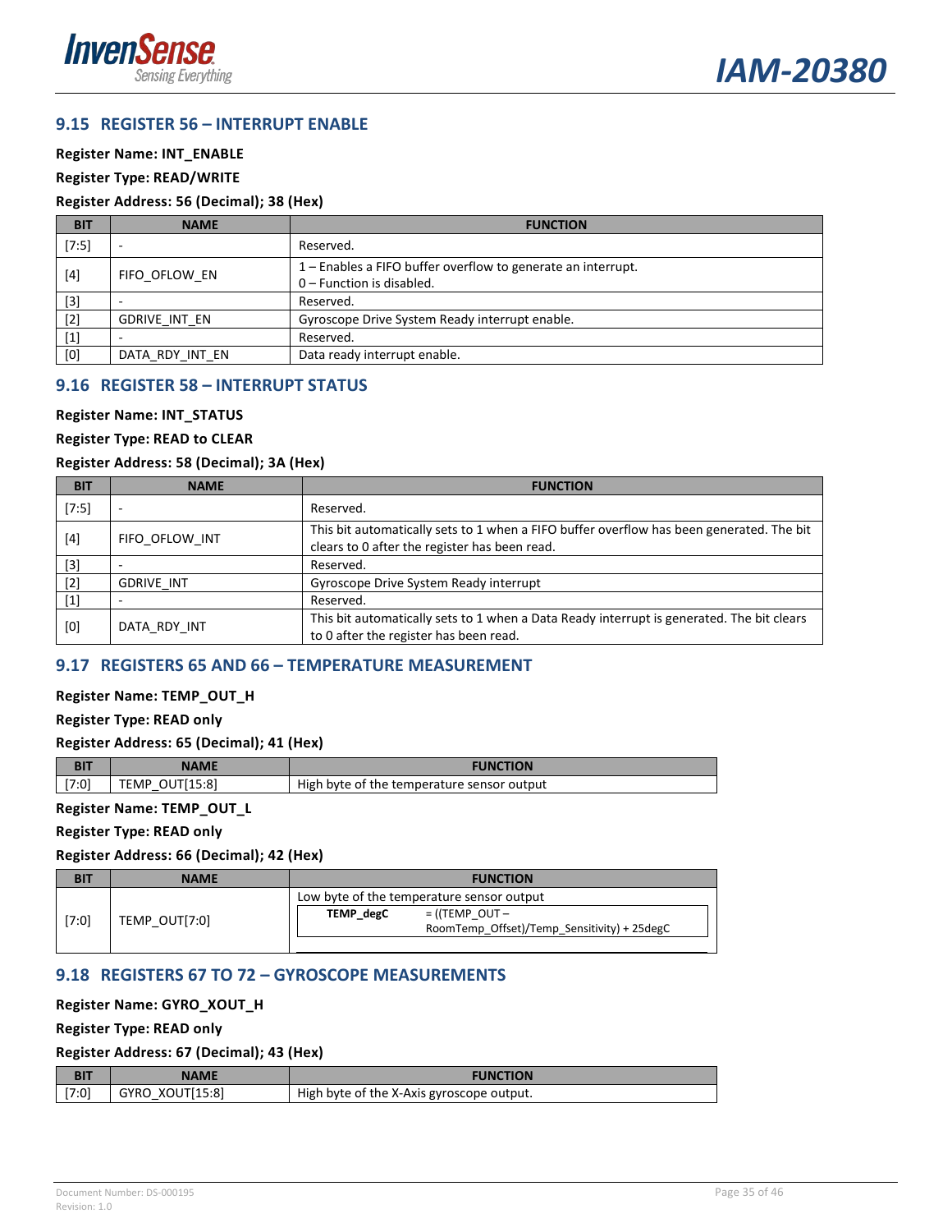## 9.15 REGISTER 56 – INTERRUPT ENABLE

**Register Name: INT_ENABLE**

**Register Type: READ/WRITE**

**Register Address: 56 (Decimal); 38 (Hex)**

| BIT | NAME | FUNCTION |
|---|---|---|
| [7:5] | - | Reserved. |
| [4] | FIFO_OFLOW_EN | 1 – Enables a FIFO buffer overflow to generate an interrupt.<br>0 – Function is disabled. |
| [3] | - | Reserved. |
| [2] | GDRIVE_INT_EN | Gyroscope Drive System Ready interrupt enable. |
| [1] | - | Reserved. |
| [0] | DATA_RDY_INT_EN | Data ready interrupt enable. |

## 9.16 REGISTER 58 – INTERRUPT STATUS

**Register Name: INT_STATUS**

**Register Type: READ to CLEAR**

**Register Address: 58 (Decimal); 3A (Hex)**

| BIT | NAME | FUNCTION |
|---|---|---|
| [7:5] | - | Reserved. |
| [4] | FIFO_OFLOW_INT | This bit automatically sets to 1 when a FIFO buffer overflow has been generated. The bit clears to 0 after the register has been read. |
| [3] | - | Reserved. |
| [2] | GDRIVE_INT | Gyroscope Drive System Ready interrupt |
| [1] | - | Reserved. |
| [0] | DATA_RDY_INT | This bit automatically sets to 1 when a Data Ready interrupt is generated. The bit clears to 0 after the register has been read. |

## 9.17 REGISTERS 65 AND 66 – TEMPERATURE MEASUREMENT

**Register Name: TEMP_OUT_H**

**Register Type: READ only**

**Register Address: 65 (Decimal); 41 (Hex)**

| BIT | NAME | FUNCTION |
|---|---|---|
| [7:0] | TEMP_OUT[15:8] | High byte of the temperature sensor output |

**Register Name: TEMP_OUT_L**

**Register Type: READ only**

**Register Address: 66 (Decimal); 42 (Hex)**

| BIT | NAME | FUNCTION |
|---|---|---|
| [7:0] | TEMP_OUT[7:0] | Low byte of the temperature sensor output<br>**TEMP_degC** = ((TEMP_OUT – RoomTemp_Offset)/Temp_Sensitivity) + 25degC |

## 9.18 REGISTERS 67 TO 72 – GYROSCOPE MEASUREMENTS

**Register Name: GYRO_XOUT_H**

**Register Type: READ only**

**Register Address: 67 (Decimal); 43 (Hex)**

| BIT | NAME | FUNCTION |
|---|---|---|
| [7:0] | GYRO_XOUT[15:8] | High byte of the X-Axis gyroscope output. |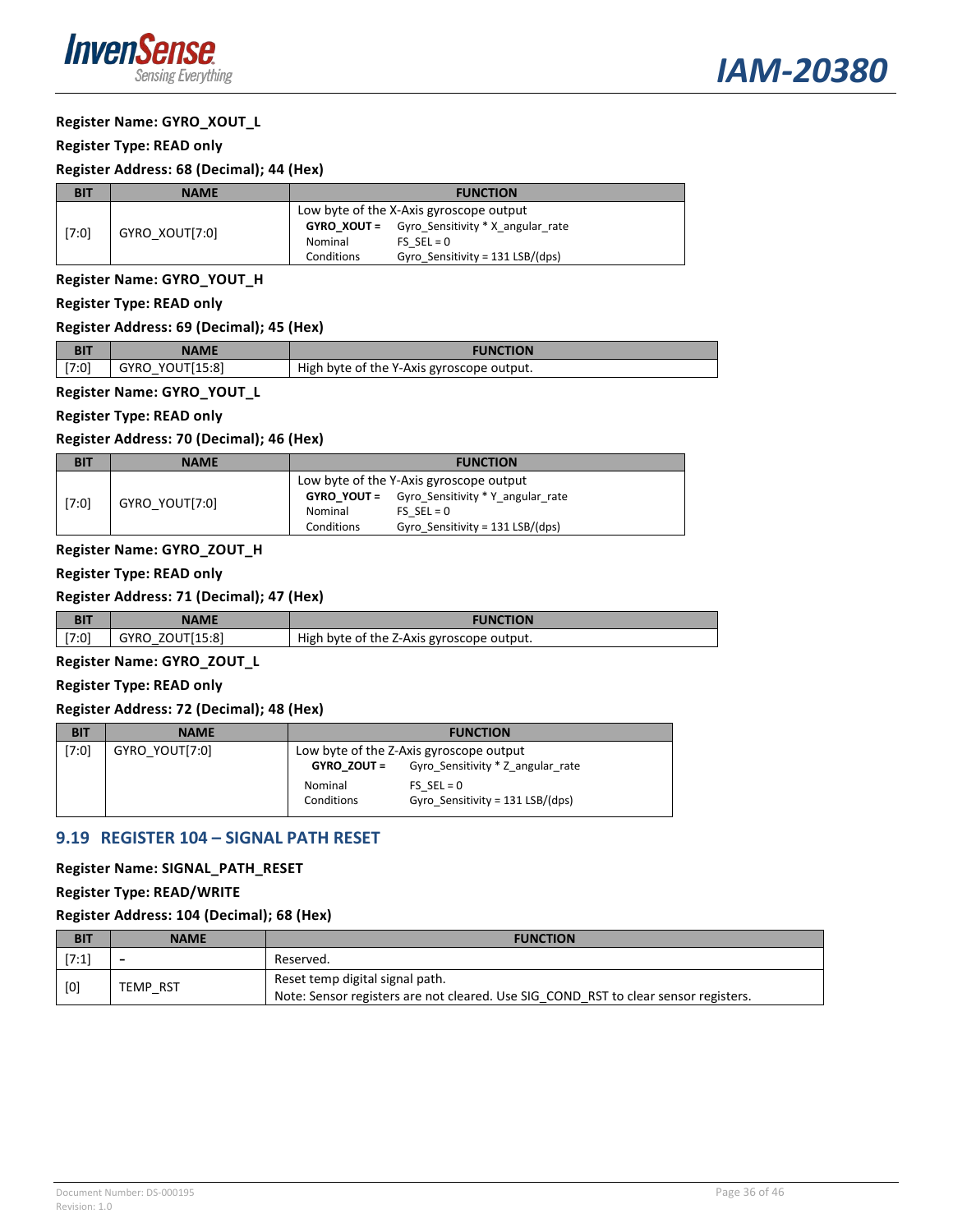**Register Name: GYRO_XOUT_L**

**Register Type: READ only**

**Register Address: 68 (Decimal); 44 (Hex)**

| BIT | NAME | FUNCTION |
|---|---|---|
| [7:0] | GYRO_XOUT[7:0] | Low byte of the X-Axis gyroscope output<br>**GYRO_XOUT =** Gyro_Sensitivity * X_angular_rate<br>Nominal Conditions: FS_SEL = 0, Gyro_Sensitivity = 131 LSB/(dps) |

**Register Name: GYRO_YOUT_H**

**Register Type: READ only**

**Register Address: 69 (Decimal); 45 (Hex)**

| BIT | NAME | FUNCTION |
|---|---|---|
| [7:0] | GYRO_YOUT[15:8] | High byte of the Y-Axis gyroscope output. |

**Register Name: GYRO_YOUT_L**

**Register Type: READ only**

**Register Address: 70 (Decimal); 46 (Hex)**

| BIT | NAME | FUNCTION |
|---|---|---|
| [7:0] | GYRO_YOUT[7:0] | Low byte of the Y-Axis gyroscope output<br>**GYRO_YOUT =** Gyro_Sensitivity * Y_angular_rate<br>Nominal Conditions: FS_SEL = 0, Gyro_Sensitivity = 131 LSB/(dps) |

**Register Name: GYRO_ZOUT_H**

**Register Type: READ only**

**Register Address: 71 (Decimal); 47 (Hex)**

| BIT | NAME | FUNCTION |
|---|---|---|
| [7:0] | GYRO_ZOUT[15:8] | High byte of the Z-Axis gyroscope output. |

**Register Name: GYRO_ZOUT_L**

**Register Type: READ only**

**Register Address: 72 (Decimal); 48 (Hex)**

| BIT | NAME | FUNCTION |
|---|---|---|
| [7:0] | GYRO_YOUT[7:0] | Low byte of the Z-Axis gyroscope output<br>**GYRO_ZOUT =** Gyro_Sensitivity * Z_angular_rate<br>Nominal Conditions: FS_SEL = 0, Gyro_Sensitivity = 131 LSB/(dps) |

## 9.19 REGISTER 104 – SIGNAL PATH RESET

**Register Name: SIGNAL_PATH_RESET**

**Register Type: READ/WRITE**

**Register Address: 104 (Decimal); 68 (Hex)**

| BIT | NAME | FUNCTION |
|---|---|---|
| [7:1] | - | Reserved. |
| [0] | TEMP_RST | Reset temp digital signal path.<br>Note: Sensor registers are not cleared. Use SIG_COND_RST to clear sensor registers. |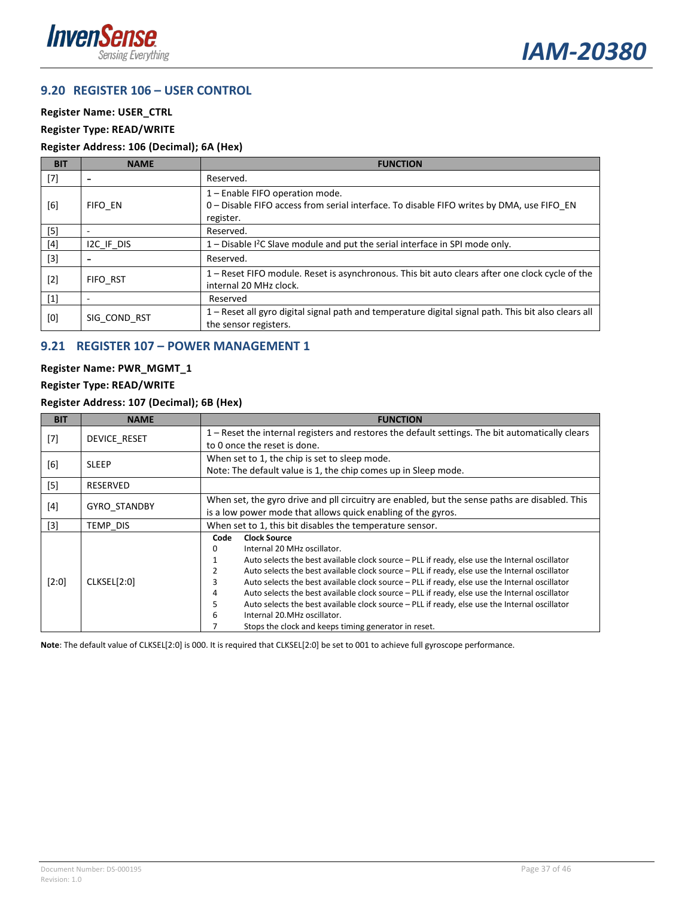## 9.20 REGISTER 106 – USER CONTROL

**Register Name: USER_CTRL**

**Register Type: READ/WRITE**

**Register Address: 106 (Decimal); 6A (Hex)**

| BIT | NAME | FUNCTION |
|---|---|---|
| [7] | - | Reserved. |
| [6] | FIFO_EN | 1 – Enable FIFO operation mode.<br>0 – Disable FIFO access from serial interface. To disable FIFO writes by DMA, use FIFO_EN register. |
| [5] | - | Reserved. |
| [4] | I2C_IF_DIS | 1 – Disable I²C Slave module and put the serial interface in SPI mode only. |
| [3] | - | Reserved. |
| [2] | FIFO_RST | 1 – Reset FIFO module. Reset is asynchronous. This bit auto clears after one clock cycle of the internal 20 MHz clock. |
| [1] | - | Reserved |
| [0] | SIG_COND_RST | 1 – Reset all gyro digital signal path and temperature digital signal path. This bit also clears all the sensor registers. |

## 9.21 REGISTER 107 – POWER MANAGEMENT 1

**Register Name: PWR_MGMT_1**

**Register Type: READ/WRITE**

**Register Address: 107 (Decimal); 6B (Hex)**

| BIT | NAME | FUNCTION |
|---|---|---|
| [7] | DEVICE_RESET | 1 – Reset the internal registers and restores the default settings. The bit automatically clears to 0 once the reset is done. |
| [6] | SLEEP | When set to 1, the chip is set to sleep mode.<br>Note: The default value is 1, the chip comes up in Sleep mode. |
| [5] | RESERVED | |
| [4] | GYRO_STANDBY | When set, the gyro drive and pll circuitry are enabled, but the sense paths are disabled. This is a low power mode that allows quick enabling of the gyros. |
| [3] | TEMP_DIS | When set to 1, this bit disables the temperature sensor. |
| [2:0] | CLKSEL[2:0] | **Code** **Clock Source**<br>0 Internal 20 MHz oscillator.<br>1 Auto selects the best available clock source – PLL if ready, else use the Internal oscillator<br>2 Auto selects the best available clock source – PLL if ready, else use the Internal oscillator<br>3 Auto selects the best available clock source – PLL if ready, else use the Internal oscillator<br>4 Auto selects the best available clock source – PLL if ready, else use the Internal oscillator<br>5 Auto selects the best available clock source – PLL if ready, else use the Internal oscillator<br>6 Internal 20.MHz oscillator.<br>7 Stops the clock and keeps timing generator in reset. |

**Note**: The default value of CLKSEL[2:0] is 000. It is required that CLKSEL[2:0] be set to 001 to achieve full gyroscope performance.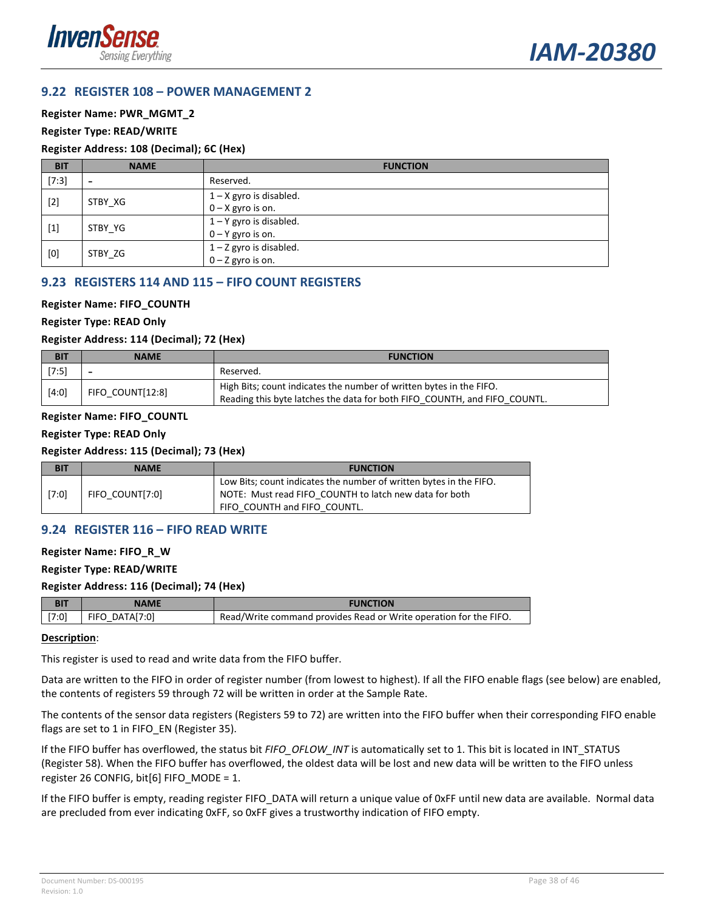## 9.22 REGISTER 108 – POWER MANAGEMENT 2

**Register Name: PWR_MGMT_2**

**Register Type: READ/WRITE**

**Register Address: 108 (Decimal); 6C (Hex)**

| BIT | NAME | FUNCTION |
|---|---|---|
| [7:3] | - | Reserved. |
| [2] | STBY_XG | 1 – X gyro is disabled.<br>0 – X gyro is on. |
| [1] | STBY_YG | 1 – Y gyro is disabled.<br>0 – Y gyro is on. |
| [0] | STBY_ZG | 1 – Z gyro is disabled.<br>0 – Z gyro is on. |

## 9.23 REGISTERS 114 AND 115 – FIFO COUNT REGISTERS

**Register Name: FIFO_COUNTH**

**Register Type: READ Only**

**Register Address: 114 (Decimal); 72 (Hex)**

| BIT | NAME | FUNCTION |
|---|---|---|
| [7:5] | - | Reserved. |
| [4:0] | FIFO_COUNT[12:8] | High Bits; count indicates the number of written bytes in the FIFO.<br>Reading this byte latches the data for both FIFO_COUNTH, and FIFO_COUNTL. |

**Register Name: FIFO_COUNTL**

**Register Type: READ Only**

**Register Address: 115 (Decimal); 73 (Hex)**

| BIT | NAME | FUNCTION |
|---|---|---|
| [7:0] | FIFO_COUNT[7:0] | Low Bits; count indicates the number of written bytes in the FIFO.<br>NOTE: Must read FIFO_COUNTH to latch new data for both FIFO_COUNTH and FIFO_COUNTL. |

## 9.24 REGISTER 116 – FIFO READ WRITE

**Register Name: FIFO_R_W**

**Register Type: READ/WRITE**

**Register Address: 116 (Decimal); 74 (Hex)**

| BIT | NAME | FUNCTION |
|---|---|---|
| [7:0] | FIFO_DATA[7:0] | Read/Write command provides Read or Write operation for the FIFO. |

**Description**:

This register is used to read and write data from the FIFO buffer.

Data are written to the FIFO in order of register number (from lowest to highest). If all the FIFO enable flags (see below) are enabled, the contents of registers 59 through 72 will be written in order at the Sample Rate.

The contents of the sensor data registers (Registers 59 to 72) are written into the FIFO buffer when their corresponding FIFO enable flags are set to 1 in FIFO_EN (Register 35).

If the FIFO buffer has overflowed, the status bit *FIFO_OFLOW_INT* is automatically set to 1. This bit is located in INT_STATUS (Register 58). When the FIFO buffer has overflowed, the oldest data will be lost and new data will be written to the FIFO unless register 26 CONFIG, bit[6] FIFO_MODE = 1.

If the FIFO buffer is empty, reading register FIFO_DATA will return a unique value of 0xFF until new data are available. Normal data are precluded from ever indicating 0xFF, so 0xFF gives a trustworthy indication of FIFO empty.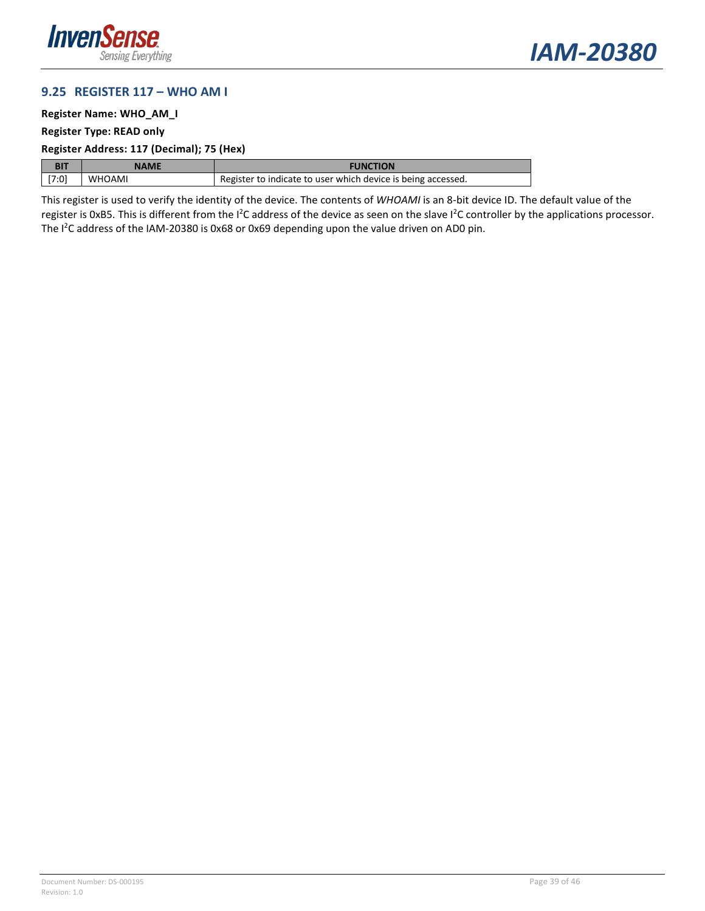## 9.25 REGISTER 117 – WHO AM I

**Register Name: WHO_AM_I**

**Register Type: READ only**

**Register Address: 117 (Decimal); 75 (Hex)**

| BIT | NAME | FUNCTION |
|---|---|---|
| [7:0] | WHOAMI | Register to indicate to user which device is being accessed. |

This register is used to verify the identity of the device. The contents of *WHOAMI* is an 8-bit device ID. The default value of the register is 0xB5. This is different from the $I^2C$ address of the device as seen on the slave $I^2C$ controller by the applications processor. The $I^2C$ address of the IAM-20380 is 0x68 or 0x69 depending upon the value driven on AD0 pin.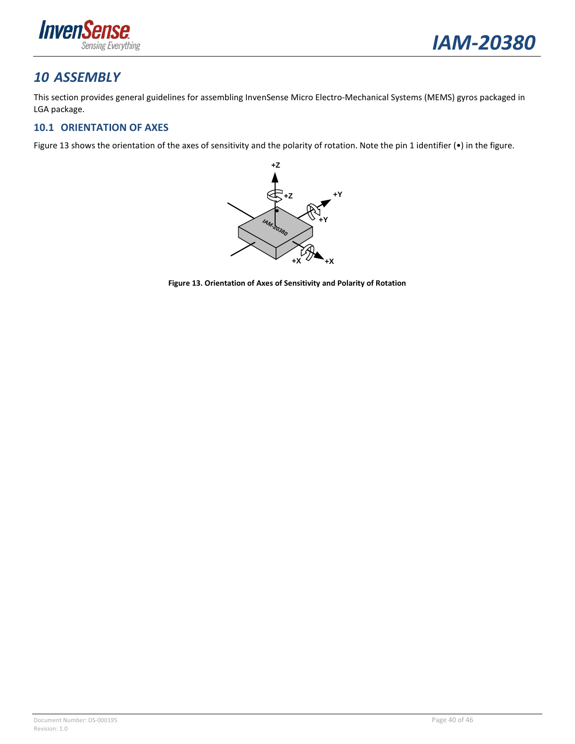# 10 ASSEMBLY

This section provides general guidelines for assembling InvenSense Micro Electro-Mechanical Systems (MEMS) gyros packaged in LGA package.

## 10.1 ORIENTATION OF AXES

Figure 13 shows the orientation of the axes of sensitivity and the polarity of rotation. Note the pin 1 identifier (•) in the figure.

**Figure 13. Orientation of Axes of Sensitivity and Polarity of Rotation**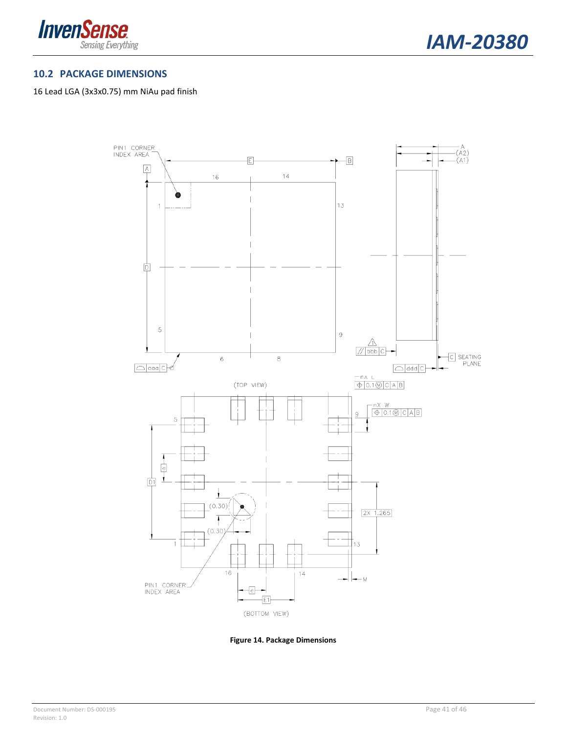## 10.2 PACKAGE DIMENSIONS

16 Lead LGA (3x3x0.75) mm NiAu pad finish

**Figure 14. Package Dimensions**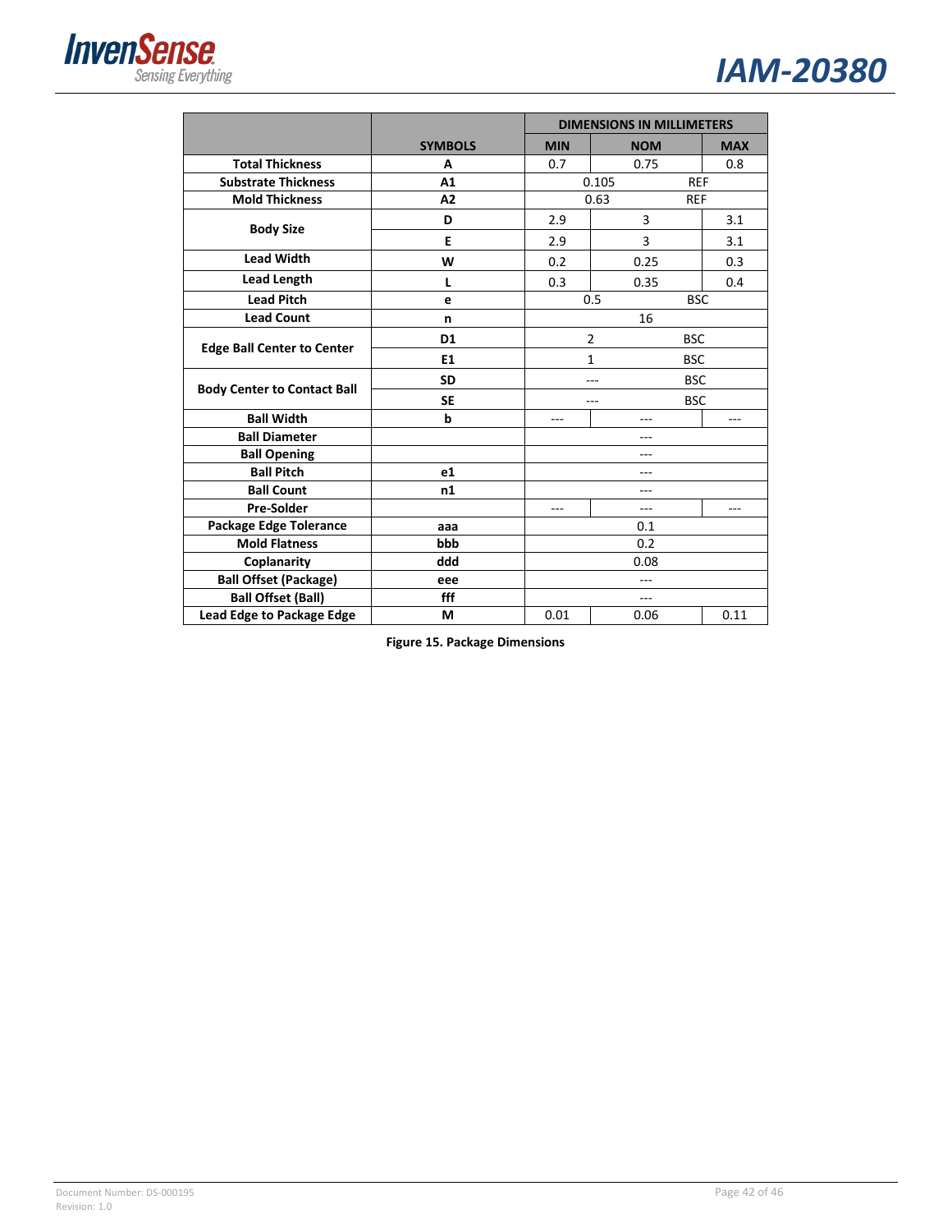| | SYMBOLS | DIMENSIONS IN MILLIMETERS | | |
|---|---|---|---|---|
| | | MIN | NOM | MAX |
| **Total Thickness** | **A** | 0.7 | 0.75 | 0.8 |
| **Substrate Thickness** | **A1** | | 0.105 REF | |
| **Mold Thickness** | **A2** | | 0.63 REF | |
| **Body Size** | **D** | 2.9 | 3 | 3.1 |
| | **E** | 2.9 | 3 | 3.1 |
| **Lead Width** | **W** | 0.2 | 0.25 | 0.3 |
| **Lead Length** | **L** | 0.3 | 0.35 | 0.4 |
| **Lead Pitch** | **e** | | 0.5 BSC | |
| **Lead Count** | **n** | | 16 | |
| **Edge Ball Center to Center** | **D1** | | 2 BSC | |
| | **E1** | | 1 BSC | |
| **Body Center to Contact Ball** | **SD** | | --- BSC | |
| | **SE** | | --- BSC | |
| **Ball Width** | **b** | --- | --- | --- |
| **Ball Diameter** | | | --- | |
| **Ball Opening** | | | --- | |
| **Ball Pitch** | **e1** | | --- | |
| **Ball Count** | **n1** | | --- | |
| **Pre-Solder** | | --- | --- | --- |
| **Package Edge Tolerance** | **aaa** | | 0.1 | |
| **Mold Flatness** | **bbb** | | 0.2 | |
| **Coplanarity** | **ddd** | | 0.08 | |
| **Ball Offset (Package)** | **eee** | | --- | |
| **Ball Offset (Ball)** | **fff** | | --- | |
| **Lead Edge to Package Edge** | **M** | 0.01 | 0.06 | 0.11 |

**Figure 15. Package Dimensions**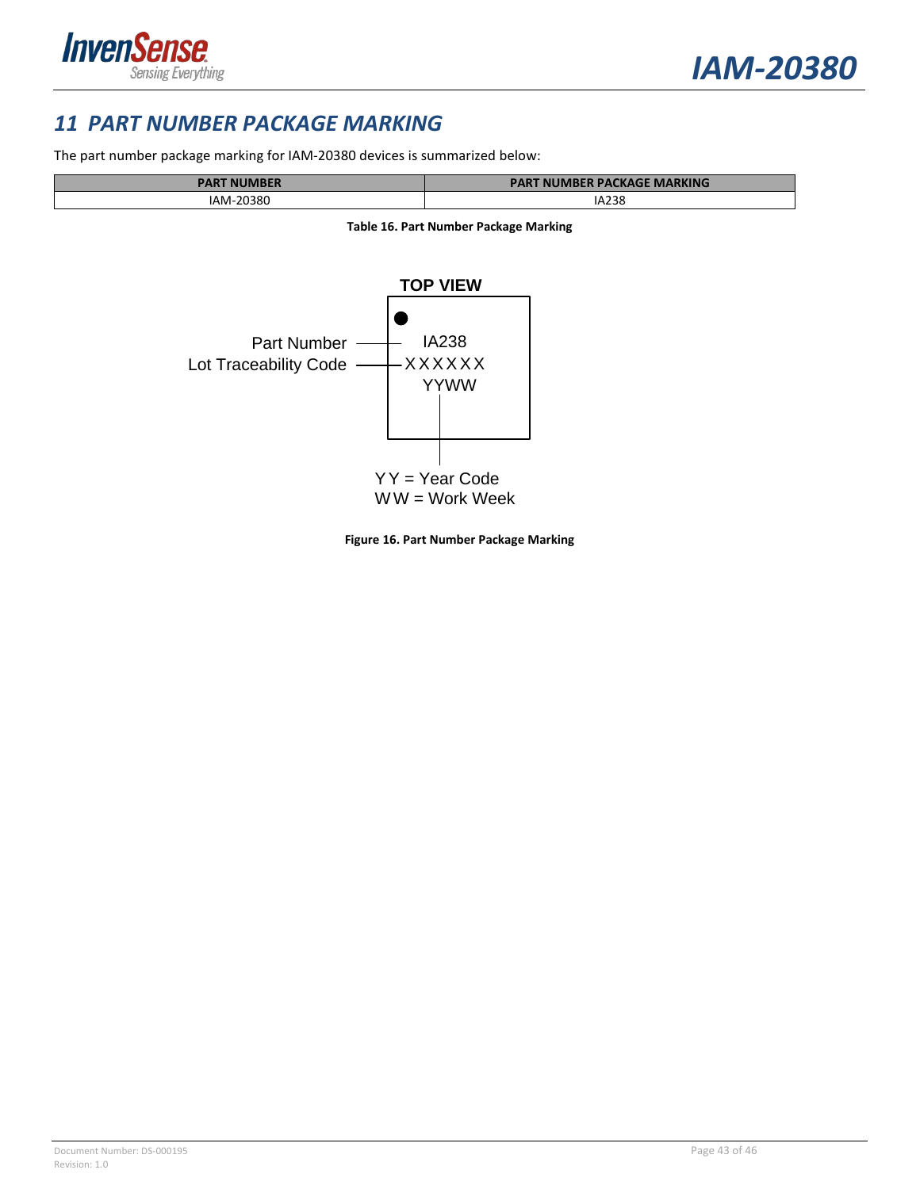## 11 PART NUMBER PACKAGE MARKING

The part number package marking for IAM-20380 devices is summarized below:

| PART NUMBER | PART NUMBER PACKAGE MARKING |
| --- | --- |
| IAM-20380 | IA238 |

**Table 16. Part Number Package Marking**

TOP VIEW

Part Number — IA238

Lot Traceability Code — XXXXXX

YYWW

YY = Year Code

WW = Work Week

**Figure 16. Part Number Package Marking**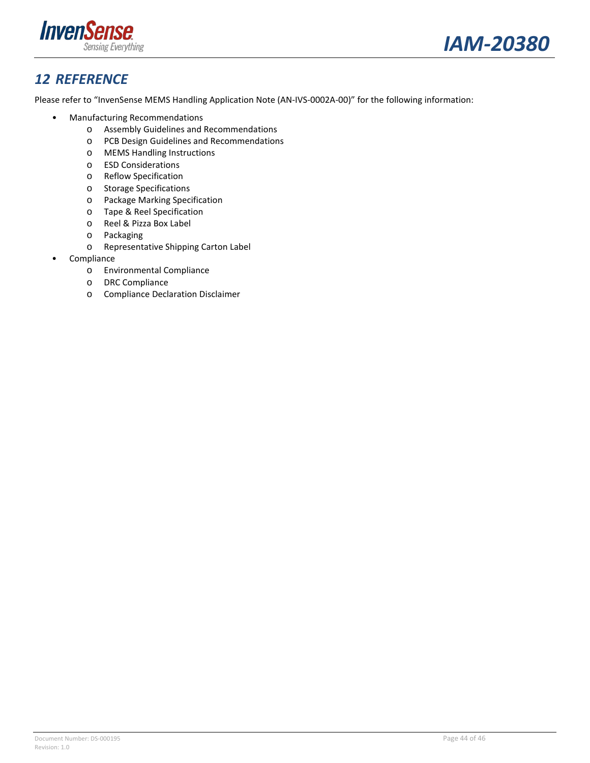# 12 REFERENCE

Please refer to "InvenSense MEMS Handling Application Note (AN-IVS-0002A-00)" for the following information:

- Manufacturing Recommendations
  - Assembly Guidelines and Recommendations
  - PCB Design Guidelines and Recommendations
  - MEMS Handling Instructions
  - ESD Considerations
  - Reflow Specification
  - Storage Specifications
  - Package Marking Specification
  - Tape & Reel Specification
  - Reel & Pizza Box Label
  - Packaging
  - Representative Shipping Carton Label
- Compliance
  - Environmental Compliance
  - DRC Compliance
  - Compliance Declaration Disclaimer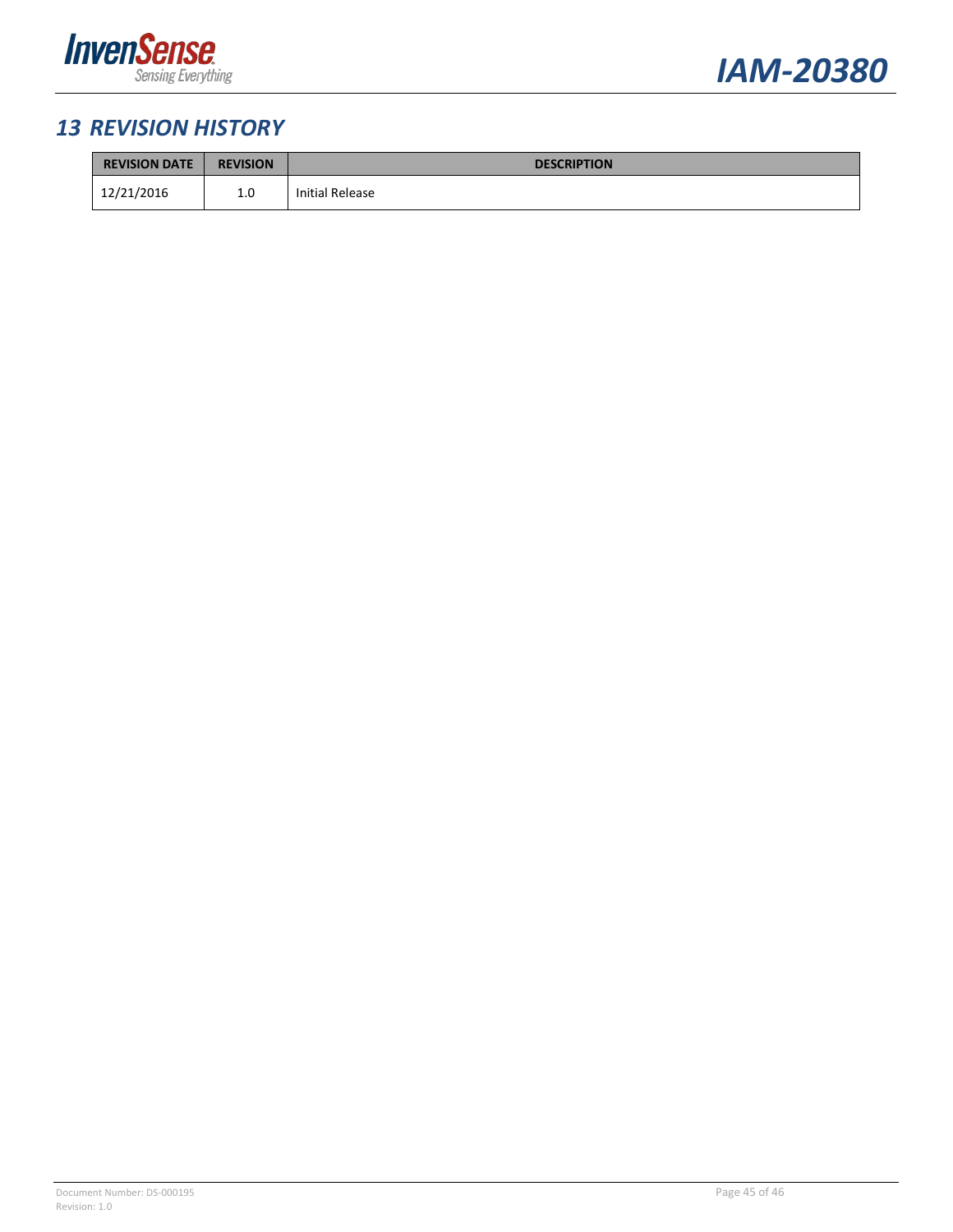# 13 REVISION HISTORY

| REVISION DATE | REVISION | DESCRIPTION |
| --- | --- | --- |
| 12/21/2016 | 1.0 | Initial Release |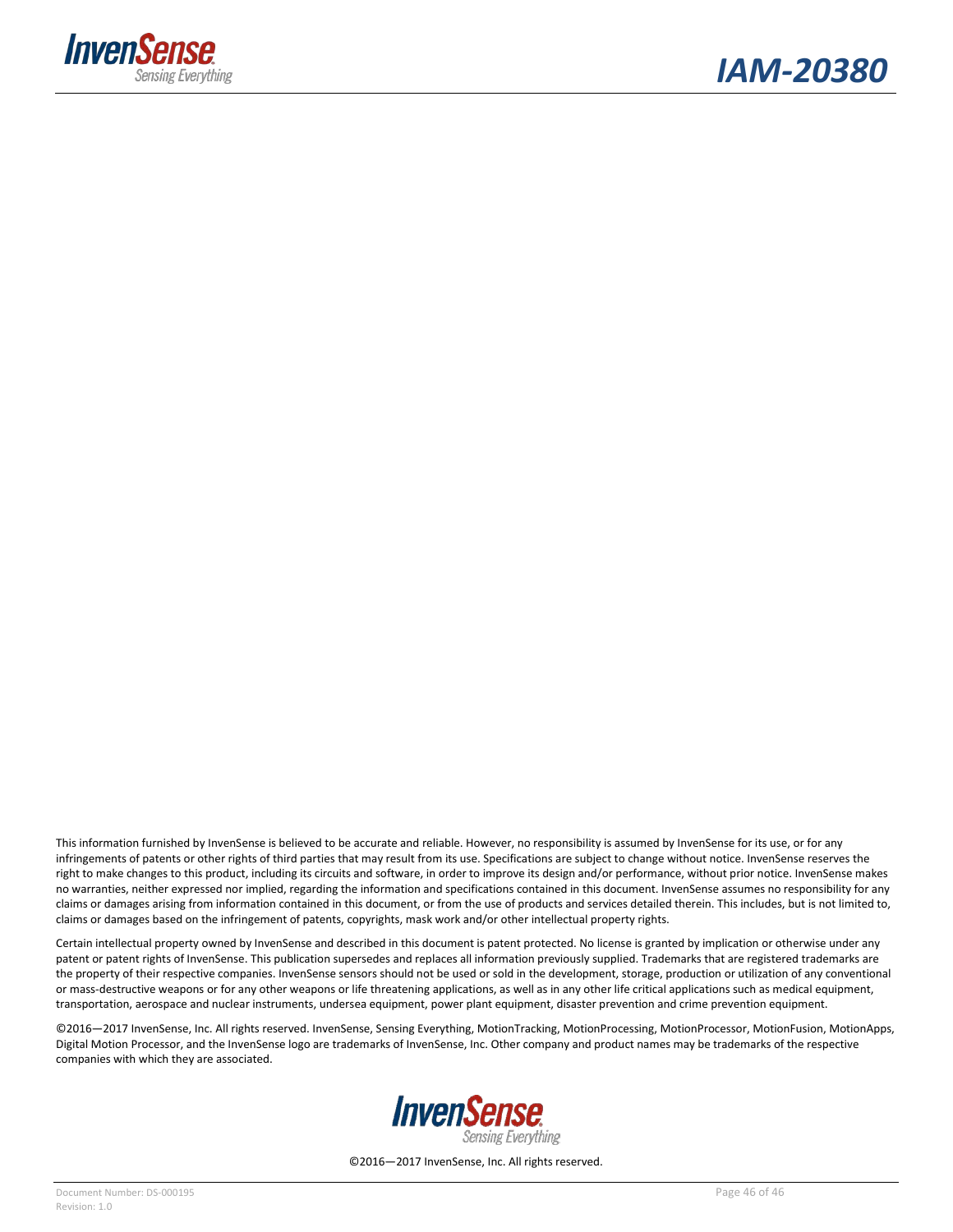This information furnished by InvenSense is believed to be accurate and reliable. However, no responsibility is assumed by InvenSense for its use, or for any infringements of patents or other rights of third parties that may result from its use. Specifications are subject to change without notice. InvenSense reserves the right to make changes to this product, including its circuits and software, in order to improve its design and/or performance, without prior notice. InvenSense makes no warranties, neither expressed nor implied, regarding the information and specifications contained in this document. InvenSense assumes no responsibility for any claims or damages arising from information contained in this document, or from the use of products and services detailed therein. This includes, but is not limited to, claims or damages based on the infringement of patents, copyrights, mask work and/or other intellectual property rights.

Certain intellectual property owned by InvenSense and described in this document is patent protected. No license is granted by implication or otherwise under any patent or patent rights of InvenSense. This publication supersedes and replaces all information previously supplied. Trademarks that are registered trademarks are the property of their respective companies. InvenSense sensors should not be used or sold in the development, storage, production or utilization of any conventional or mass-destructive weapons or for any other weapons or life threatening applications, as well as in any other life critical applications such as medical equipment, transportation, aerospace and nuclear instruments, undersea equipment, power plant equipment, disaster prevention and crime prevention equipment.

©2016—2017 InvenSense, Inc. All rights reserved. InvenSense, Sensing Everything, MotionTracking, MotionProcessing, MotionProcessor, MotionFusion, MotionApps, Digital Motion Processor, and the InvenSense logo are trademarks of InvenSense, Inc. Other company and product names may be trademarks of the respective companies with which they are associated.

InvenSense
Sensing Everything

©2016—2017 InvenSense, Inc. All rights reserved.